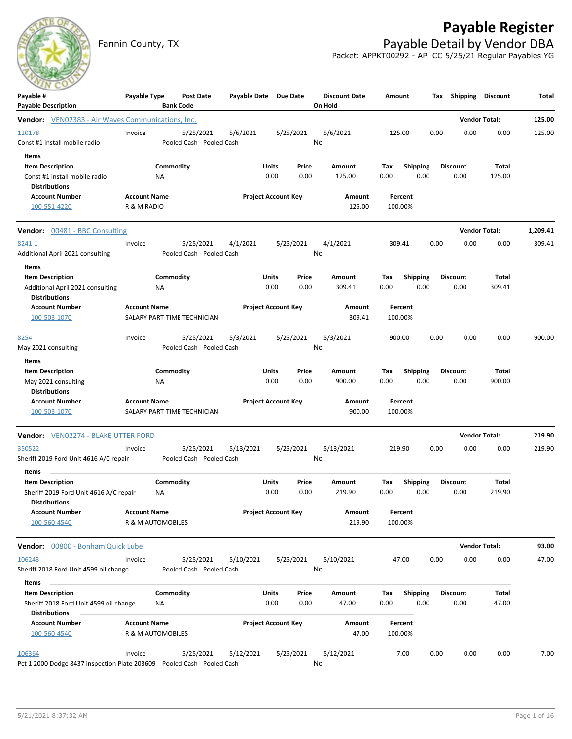# Payable Register

Fannin County, TX

## Payable Detail by Vendor DBA

Packet: APPKT00292 - AP CC 5/25/21 Regular Payables YG

| Payable # / Payable Description | Payable Type | Post Date / Bank Code | Payable Date | Due Date | Discount Date / On Hold | Amount | Tax | Shipping | Discount | Total |
|---|---|---|---|---|---|---|---|---|---|---|

**Vendor:** VEN02383 - Air Waves Communications, Inc. — **Vendor Total:** 125.00

| Payable # | Payable Type | Post Date | Payable Date | Due Date | Discount Date | Amount | Tax | Shipping | Discount | Total |
|---|---|---|---|---|---|---|---|---|---|---|
| 120178 | Invoice | 5/25/2021 | 5/6/2021 | 5/25/2021 | 5/6/2021 | 125.00 | 0.00 | 0.00 | 0.00 | 125.00 |
| Const #1 install mobile radio | | Pooled Cash - Pooled Cash | | | No | | | | | |

Items

| Item Description | Commodity | Units | Price | Amount | Tax | Shipping | Discount | Total |
|---|---|---|---|---|---|---|---|---|
| Const #1 install mobile radio | NA | 0.00 | 0.00 | 125.00 | 0.00 | 0.00 | 0.00 | 125.00 |

Distributions

| Account Number | Account Name | Project Account Key | Amount | Percent |
|---|---|---|---|---|
| 100-551-4220 | R & M RADIO | | 125.00 | 100.00% |

**Vendor:** 00481 - BBC Consulting — **Vendor Total:** 1,209.41

| Payable # | Payable Type | Post Date | Payable Date | Due Date | Discount Date | Amount | Tax | Shipping | Discount | Total |
|---|---|---|---|---|---|---|---|---|---|---|
| 8241-1 | Invoice | 5/25/2021 | 4/1/2021 | 5/25/2021 | 4/1/2021 | 309.41 | 0.00 | 0.00 | 0.00 | 309.41 |
| Additional April 2021 consulting | | Pooled Cash - Pooled Cash | | | No | | | | | |

Items

| Item Description | Commodity | Units | Price | Amount | Tax | Shipping | Discount | Total |
|---|---|---|---|---|---|---|---|---|
| Additional April 2021 consulting | NA | 0.00 | 0.00 | 309.41 | 0.00 | 0.00 | 0.00 | 309.41 |

Distributions

| Account Number | Account Name | Project Account Key | Amount | Percent |
|---|---|---|---|---|
| 100-503-1070 | SALARY PART-TIME TECHNICIAN | | 309.41 | 100.00% |

| Payable # | Payable Type | Post Date | Payable Date | Due Date | Discount Date | Amount | Tax | Shipping | Discount | Total |
|---|---|---|---|---|---|---|---|---|---|---|
| 8254 | Invoice | 5/25/2021 | 5/3/2021 | 5/25/2021 | 5/3/2021 | 900.00 | 0.00 | 0.00 | 0.00 | 900.00 |
| May 2021 consulting | | Pooled Cash - Pooled Cash | | | No | | | | | |

Items

| Item Description | Commodity | Units | Price | Amount | Tax | Shipping | Discount | Total |
|---|---|---|---|---|---|---|---|---|
| May 2021 consulting | NA | 0.00 | 0.00 | 900.00 | 0.00 | 0.00 | 0.00 | 900.00 |

Distributions

| Account Number | Account Name | Project Account Key | Amount | Percent |
|---|---|---|---|---|
| 100-503-1070 | SALARY PART-TIME TECHNICIAN | | 900.00 | 100.00% |

**Vendor:** VEN02274 - BLAKE UTTER FORD — **Vendor Total:** 219.90

| Payable # | Payable Type | Post Date | Payable Date | Due Date | Discount Date | Amount | Tax | Shipping | Discount | Total |
|---|---|---|---|---|---|---|---|---|---|---|
| 350522 | Invoice | 5/25/2021 | 5/13/2021 | 5/25/2021 | 5/13/2021 | 219.90 | 0.00 | 0.00 | 0.00 | 219.90 |
| Sheriff 2019 Ford Unit 4616 A/C repair | | Pooled Cash - Pooled Cash | | | No | | | | | |

Items

| Item Description | Commodity | Units | Price | Amount | Tax | Shipping | Discount | Total |
|---|---|---|---|---|---|---|---|---|
| Sheriff 2019 Ford Unit 4616 A/C repair | NA | 0.00 | 0.00 | 219.90 | 0.00 | 0.00 | 0.00 | 219.90 |

Distributions

| Account Number | Account Name | Project Account Key | Amount | Percent |
|---|---|---|---|---|
| 100-560-4540 | R & M AUTOMOBILES | | 219.90 | 100.00% |

**Vendor:** 00800 - Bonham Quick Lube — **Vendor Total:** 93.00

| Payable # | Payable Type | Post Date | Payable Date | Due Date | Discount Date | Amount | Tax | Shipping | Discount | Total |
|---|---|---|---|---|---|---|---|---|---|---|
| 106243 | Invoice | 5/25/2021 | 5/10/2021 | 5/25/2021 | 5/10/2021 | 47.00 | 0.00 | 0.00 | 0.00 | 47.00 |
| Sheriff 2018 Ford Unit 4599 oil change | | Pooled Cash - Pooled Cash | | | No | | | | | |

Items

| Item Description | Commodity | Units | Price | Amount | Tax | Shipping | Discount | Total |
|---|---|---|---|---|---|---|---|---|
| Sheriff 2018 Ford Unit 4599 oil change | NA | 0.00 | 0.00 | 47.00 | 0.00 | 0.00 | 0.00 | 47.00 |

Distributions

| Account Number | Account Name | Project Account Key | Amount | Percent |
|---|---|---|---|---|
| 100-560-4540 | R & M AUTOMOBILES | | 47.00 | 100.00% |

| Payable # | Payable Type | Post Date | Payable Date | Due Date | Discount Date | Amount | Tax | Shipping | Discount | Total |
|---|---|---|---|---|---|---|---|---|---|---|
| 106364 | Invoice | 5/25/2021 | 5/12/2021 | 5/25/2021 | 5/12/2021 | 7.00 | 0.00 | 0.00 | 0.00 | 7.00 |
| Pct 1 2000 Dodge 8437 inspection Plate 203609 | | Pooled Cash - Pooled Cash | | | No | | | | | |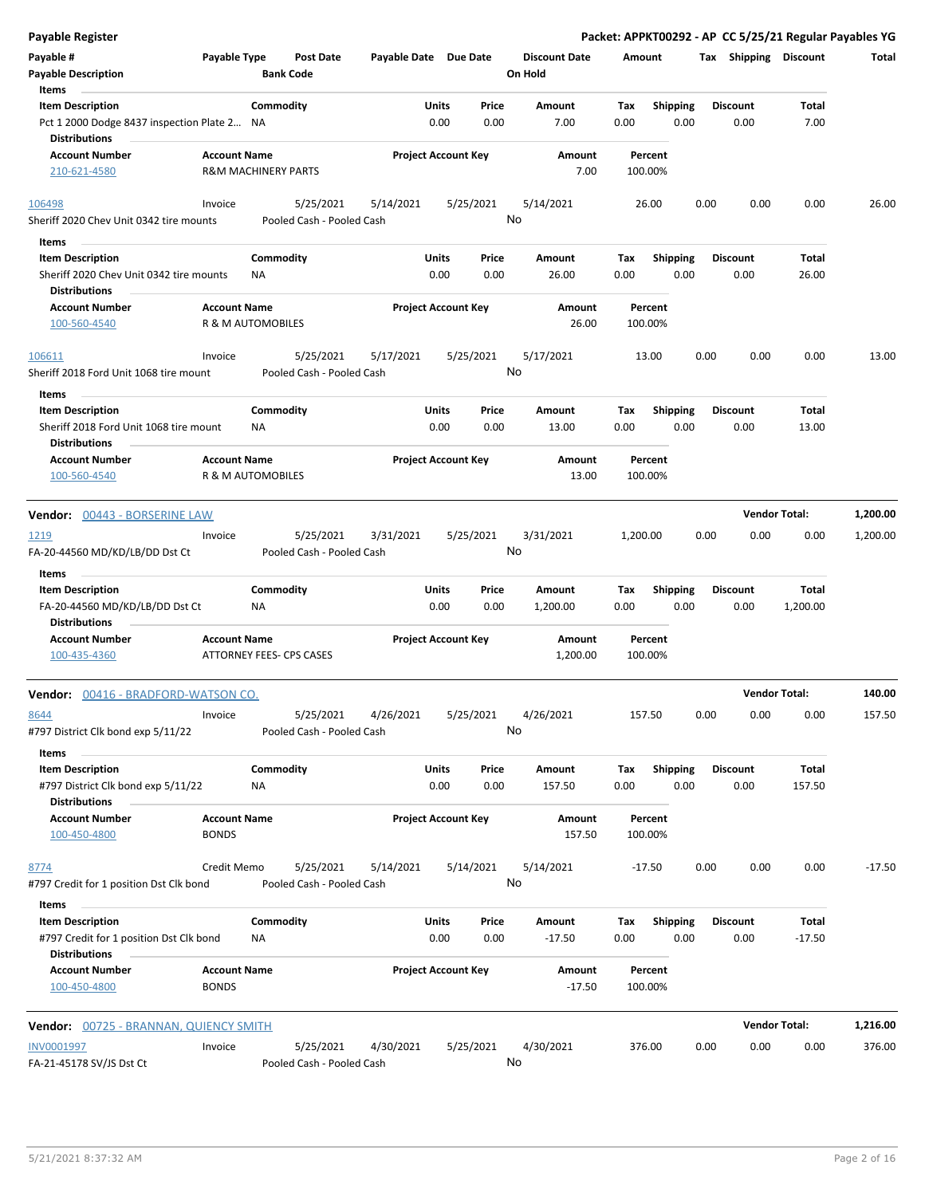**Payable Register** — Packet: APPKT00292 - AP CC 5/25/21 Regular Payables YG

| Payable # / Payable Description | Payable Type | Post Date / Bank Code | Payable Date | Due Date | Discount Date / On Hold | Amount | Tax | Shipping | Discount | Total |
|---|---|---|---|---|---|---|---|---|---|---|

**Items**

| Item Description | Commodity | Units | Price | Amount | Tax | Shipping | Discount | Total |
|---|---|---|---|---|---|---|---|---|
| Pct 1 2000 Dodge 8437 inspection Plate 2... | NA | 0.00 | 0.00 | 7.00 | 0.00 | 0.00 | 0.00 | 7.00 |

**Distributions**

| Account Number | Account Name | Project Account Key | Amount | Percent |
|---|---|---|---|---|
| 210-621-4580 | R&M MACHINERY PARTS | | 7.00 | 100.00% |

| Payable # | Payable Type | Post Date | Payable Date | Due Date | Discount Date | Amount | Tax | Shipping | Discount | Total |
|---|---|---|---|---|---|---|---|---|---|---|
| 106498 | Invoice | 5/25/2021 | 5/14/2021 | 5/25/2021 | 5/14/2021 | 26.00 | 0.00 | 0.00 | 0.00 | 26.00 |

Sheriff 2020 Chev Unit 0342 tire mounts — Pooled Cash - Pooled Cash — On Hold: No

**Items**

| Item Description | Commodity | Units | Price | Amount | Tax | Shipping | Discount | Total |
|---|---|---|---|---|---|---|---|---|
| Sheriff 2020 Chev Unit 0342 tire mounts | NA | 0.00 | 0.00 | 26.00 | 0.00 | 0.00 | 0.00 | 26.00 |

**Distributions**

| Account Number | Account Name | Project Account Key | Amount | Percent |
|---|---|---|---|---|
| 100-560-4540 | R & M AUTOMOBILES | | 26.00 | 100.00% |

| Payable # | Payable Type | Post Date | Payable Date | Due Date | Discount Date | Amount | Tax | Shipping | Discount | Total |
|---|---|---|---|---|---|---|---|---|---|---|
| 106611 | Invoice | 5/25/2021 | 5/17/2021 | 5/25/2021 | 5/17/2021 | 13.00 | 0.00 | 0.00 | 0.00 | 13.00 |

Sheriff 2018 Ford Unit 1068 tire mount — Pooled Cash - Pooled Cash — On Hold: No

**Items**

| Item Description | Commodity | Units | Price | Amount | Tax | Shipping | Discount | Total |
|---|---|---|---|---|---|---|---|---|
| Sheriff 2018 Ford Unit 1068 tire mount | NA | 0.00 | 0.00 | 13.00 | 0.00 | 0.00 | 0.00 | 13.00 |

**Distributions**

| Account Number | Account Name | Project Account Key | Amount | Percent |
|---|---|---|---|---|
| 100-560-4540 | R & M AUTOMOBILES | | 13.00 | 100.00% |

## Vendor: 00443 - BORSERINE LAW — Vendor Total: 1,200.00

| Payable # | Payable Type | Post Date | Payable Date | Due Date | Discount Date | Amount | Tax | Shipping | Discount | Total |
|---|---|---|---|---|---|---|---|---|---|---|
| 1219 | Invoice | 5/25/2021 | 3/31/2021 | 5/25/2021 | 3/31/2021 | 1,200.00 | 0.00 | 0.00 | 0.00 | 1,200.00 |

FA-20-44560 MD/KD/LB/DD Dst Ct — Pooled Cash - Pooled Cash — On Hold: No

**Items**

| Item Description | Commodity | Units | Price | Amount | Tax | Shipping | Discount | Total |
|---|---|---|---|---|---|---|---|---|
| FA-20-44560 MD/KD/LB/DD Dst Ct | NA | 0.00 | 0.00 | 1,200.00 | 0.00 | 0.00 | 0.00 | 1,200.00 |

**Distributions**

| Account Number | Account Name | Project Account Key | Amount | Percent |
|---|---|---|---|---|
| 100-435-4360 | ATTORNEY FEES- CPS CASES | | 1,200.00 | 100.00% |

## Vendor: 00416 - BRADFORD-WATSON CO. — Vendor Total: 140.00

| Payable # | Payable Type | Post Date | Payable Date | Due Date | Discount Date | Amount | Tax | Shipping | Discount | Total |
|---|---|---|---|---|---|---|---|---|---|---|
| 8644 | Invoice | 5/25/2021 | 4/26/2021 | 5/25/2021 | 4/26/2021 | 157.50 | 0.00 | 0.00 | 0.00 | 157.50 |

#797 District Clk bond exp 5/11/22 — Pooled Cash - Pooled Cash — On Hold: No

**Items**

| Item Description | Commodity | Units | Price | Amount | Tax | Shipping | Discount | Total |
|---|---|---|---|---|---|---|---|---|
| #797 District Clk bond exp 5/11/22 | NA | 0.00 | 0.00 | 157.50 | 0.00 | 0.00 | 0.00 | 157.50 |

**Distributions**

| Account Number | Account Name | Project Account Key | Amount | Percent |
|---|---|---|---|---|
| 100-450-4800 | BONDS | | 157.50 | 100.00% |

| Payable # | Payable Type | Post Date | Payable Date | Due Date | Discount Date | Amount | Tax | Shipping | Discount | Total |
|---|---|---|---|---|---|---|---|---|---|---|
| 8774 | Credit Memo | 5/25/2021 | 5/14/2021 | 5/14/2021 | 5/14/2021 | -17.50 | 0.00 | 0.00 | 0.00 | -17.50 |

#797 Credit for 1 position Dst Clk bond — Pooled Cash - Pooled Cash — On Hold: No

**Items**

| Item Description | Commodity | Units | Price | Amount | Tax | Shipping | Discount | Total |
|---|---|---|---|---|---|---|---|---|
| #797 Credit for 1 position Dst Clk bond | NA | 0.00 | 0.00 | -17.50 | 0.00 | 0.00 | 0.00 | -17.50 |

**Distributions**

| Account Number | Account Name | Project Account Key | Amount | Percent |
|---|---|---|---|---|
| 100-450-4800 | BONDS | | -17.50 | 100.00% |

## Vendor: 00725 - BRANNAN, QUIENCY SMITH — Vendor Total: 1,216.00

| Payable # | Payable Type | Post Date | Payable Date | Due Date | Discount Date | Amount | Tax | Shipping | Discount | Total |
|---|---|---|---|---|---|---|---|---|---|---|
| INV0001997 | Invoice | 5/25/2021 | 4/30/2021 | 5/25/2021 | 4/30/2021 | 376.00 | 0.00 | 0.00 | 0.00 | 376.00 |

FA-21-45178 SV/JS Dst Ct — Pooled Cash - Pooled Cash — On Hold: No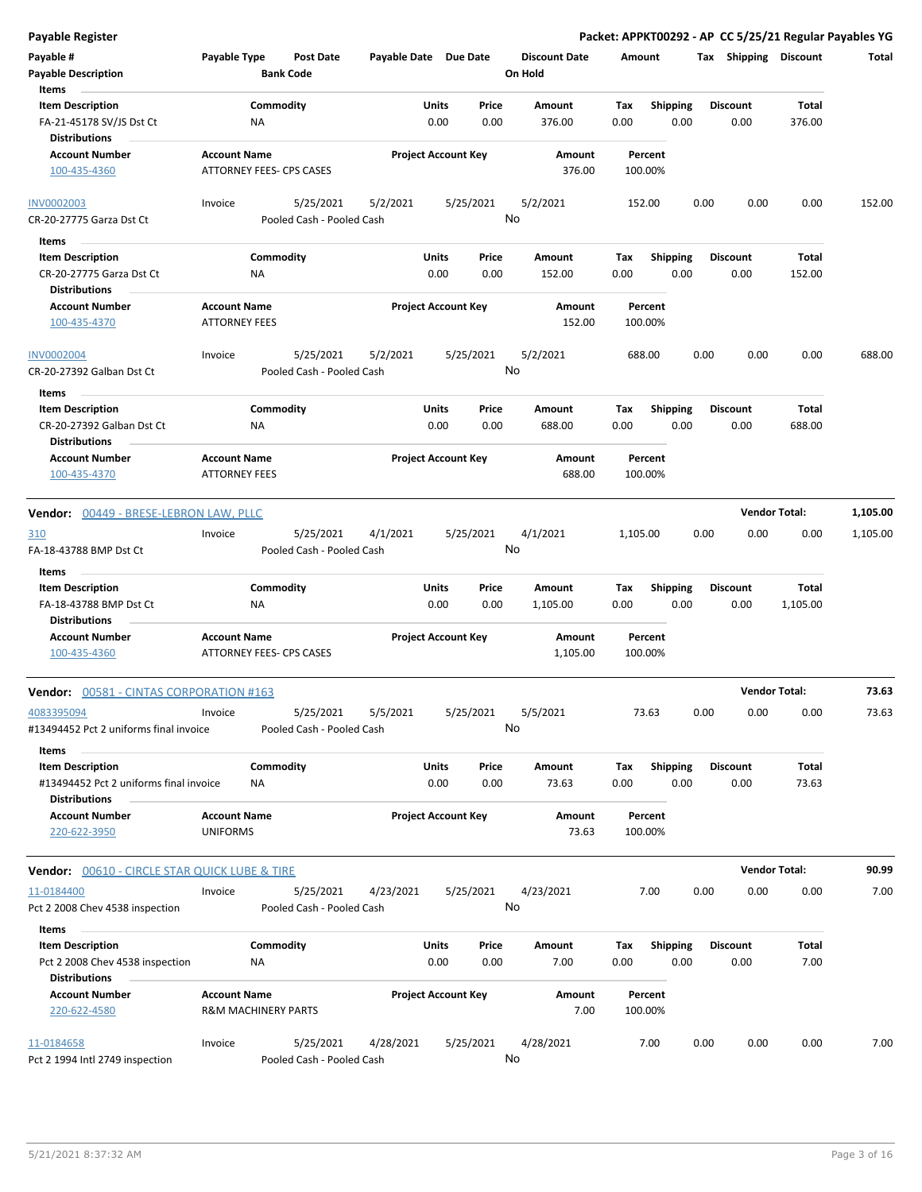**Payable Register** — Packet: APPKT00292 - AP CC 5/25/21 Regular Payables YG

| Payable # | Payable Type | Post Date | Payable Date | Due Date | Discount Date | Amount | Tax | Shipping | Discount | Total |
|---|---|---|---|---|---|---|---|---|---|---|
| Payable Description | | Bank Code | | | On Hold | | | | | |

**Items**

| Item Description | Commodity | Units | Price | Amount | Tax | Shipping | Discount | Total |
|---|---|---|---|---|---|---|---|---|
| FA-21-45178 SV/JS Dst Ct | NA | 0.00 | 0.00 | 376.00 | 0.00 | 0.00 | 0.00 | 376.00 |

**Distributions**

| Account Number | Account Name | Project Account Key | Amount | Percent |
|---|---|---|---|---|
| 100-435-4360 | ATTORNEY FEES- CPS CASES | | 376.00 | 100.00% |

| Payable # | Payable Type | Post Date | Payable Date | Due Date | Discount Date | Amount | Tax | Shipping | Discount | Total |
|---|---|---|---|---|---|---|---|---|---|---|
| INV0002003 | Invoice | 5/25/2021 | 5/2/2021 | 5/25/2021 | 5/2/2021 | 152.00 | 0.00 | 0.00 | 0.00 | 152.00 |
| CR-20-27775 Garza Dst Ct | | Pooled Cash - Pooled Cash | | | No | | | | | |

**Items**

| Item Description | Commodity | Units | Price | Amount | Tax | Shipping | Discount | Total |
|---|---|---|---|---|---|---|---|---|
| CR-20-27775 Garza Dst Ct | NA | 0.00 | 0.00 | 152.00 | 0.00 | 0.00 | 0.00 | 152.00 |

**Distributions**

| Account Number | Account Name | Project Account Key | Amount | Percent |
|---|---|---|---|---|
| 100-435-4370 | ATTORNEY FEES | | 152.00 | 100.00% |

| Payable # | Payable Type | Post Date | Payable Date | Due Date | Discount Date | Amount | Tax | Shipping | Discount | Total |
|---|---|---|---|---|---|---|---|---|---|---|
| INV0002004 | Invoice | 5/25/2021 | 5/2/2021 | 5/25/2021 | 5/2/2021 | 688.00 | 0.00 | 0.00 | 0.00 | 688.00 |
| CR-20-27392 Galban Dst Ct | | Pooled Cash - Pooled Cash | | | No | | | | | |

**Items**

| Item Description | Commodity | Units | Price | Amount | Tax | Shipping | Discount | Total |
|---|---|---|---|---|---|---|---|---|
| CR-20-27392 Galban Dst Ct | NA | 0.00 | 0.00 | 688.00 | 0.00 | 0.00 | 0.00 | 688.00 |

**Distributions**

| Account Number | Account Name | Project Account Key | Amount | Percent |
|---|---|---|---|---|
| 100-435-4370 | ATTORNEY FEES | | 688.00 | 100.00% |

**Vendor: 00449 - BRESE-LEBRON LAW, PLLC** — Vendor Total: **1,105.00**

| Payable # | Payable Type | Post Date | Payable Date | Due Date | Discount Date | Amount | Tax | Shipping | Discount | Total |
|---|---|---|---|---|---|---|---|---|---|---|
| 310 | Invoice | 5/25/2021 | 4/1/2021 | 5/25/2021 | 4/1/2021 | 1,105.00 | 0.00 | 0.00 | 0.00 | 1,105.00 |
| FA-18-43788 BMP Dst Ct | | Pooled Cash - Pooled Cash | | | No | | | | | |

**Items**

| Item Description | Commodity | Units | Price | Amount | Tax | Shipping | Discount | Total |
|---|---|---|---|---|---|---|---|---|
| FA-18-43788 BMP Dst Ct | NA | 0.00 | 0.00 | 1,105.00 | 0.00 | 0.00 | 0.00 | 1,105.00 |

**Distributions**

| Account Number | Account Name | Project Account Key | Amount | Percent |
|---|---|---|---|---|
| 100-435-4360 | ATTORNEY FEES- CPS CASES | | 1,105.00 | 100.00% |

**Vendor: 00581 - CINTAS CORPORATION #163** — Vendor Total: **73.63**

| Payable # | Payable Type | Post Date | Payable Date | Due Date | Discount Date | Amount | Tax | Shipping | Discount | Total |
|---|---|---|---|---|---|---|---|---|---|---|
| 4083395094 | Invoice | 5/25/2021 | 5/5/2021 | 5/25/2021 | 5/5/2021 | 73.63 | 0.00 | 0.00 | 0.00 | 73.63 |
| #13494452 Pct 2 uniforms final invoice | | Pooled Cash - Pooled Cash | | | No | | | | | |

**Items**

| Item Description | Commodity | Units | Price | Amount | Tax | Shipping | Discount | Total |
|---|---|---|---|---|---|---|---|---|
| #13494452 Pct 2 uniforms final invoice | NA | 0.00 | 0.00 | 73.63 | 0.00 | 0.00 | 0.00 | 73.63 |

**Distributions**

| Account Number | Account Name | Project Account Key | Amount | Percent |
|---|---|---|---|---|
| 220-622-3950 | UNIFORMS | | 73.63 | 100.00% |

**Vendor: 00610 - CIRCLE STAR QUICK LUBE & TIRE** — Vendor Total: **90.99**

| Payable # | Payable Type | Post Date | Payable Date | Due Date | Discount Date | Amount | Tax | Shipping | Discount | Total |
|---|---|---|---|---|---|---|---|---|---|---|
| 11-0184400 | Invoice | 5/25/2021 | 4/23/2021 | 5/25/2021 | 4/23/2021 | 7.00 | 0.00 | 0.00 | 0.00 | 7.00 |
| Pct 2 2008 Chev 4538 inspection | | Pooled Cash - Pooled Cash | | | No | | | | | |

**Items**

| Item Description | Commodity | Units | Price | Amount | Tax | Shipping | Discount | Total |
|---|---|---|---|---|---|---|---|---|
| Pct 2 2008 Chev 4538 inspection | NA | 0.00 | 0.00 | 7.00 | 0.00 | 0.00 | 0.00 | 7.00 |

**Distributions**

| Account Number | Account Name | Project Account Key | Amount | Percent |
|---|---|---|---|---|
| 220-622-4580 | R&M MACHINERY PARTS | | 7.00 | 100.00% |

| Payable # | Payable Type | Post Date | Payable Date | Due Date | Discount Date | Amount | Tax | Shipping | Discount | Total |
|---|---|---|---|---|---|---|---|---|---|---|
| 11-0184658 | Invoice | 5/25/2021 | 4/28/2021 | 5/25/2021 | 4/28/2021 | 7.00 | 0.00 | 0.00 | 0.00 | 7.00 |
| Pct 2 1994 Intl 2749 inspection | | Pooled Cash - Pooled Cash | | | No | | | | | |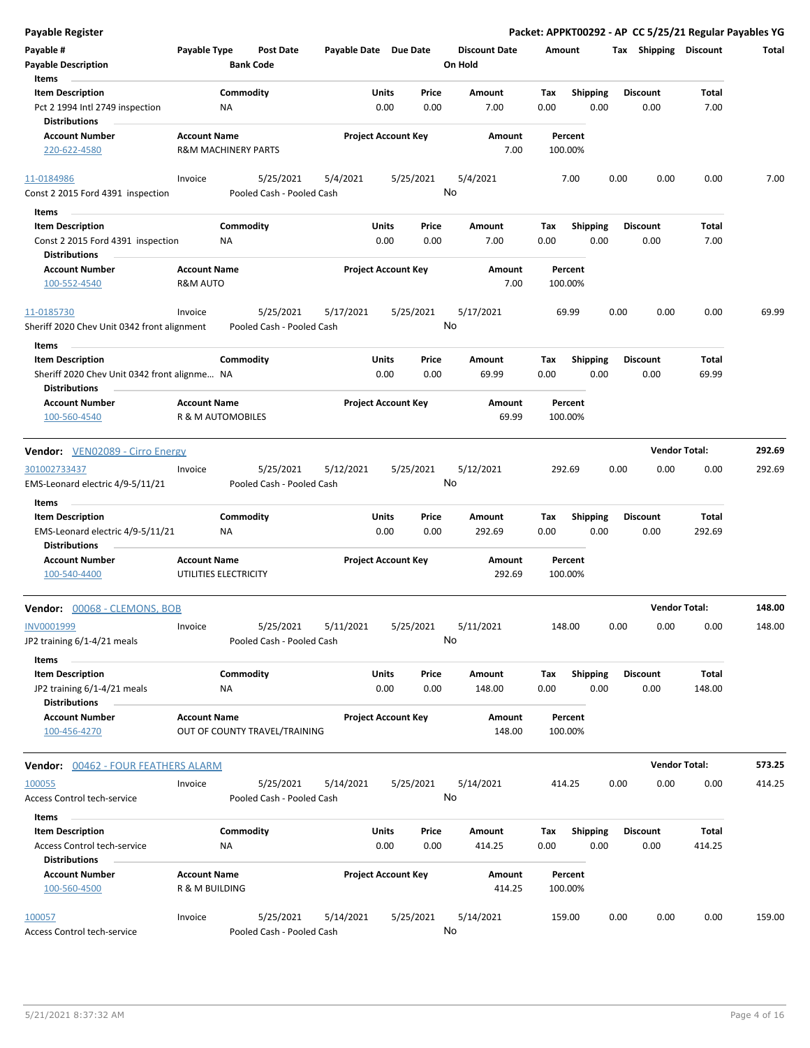**Payable Register** — **Packet: APPKT00292 - AP CC 5/25/21 Regular Payables YG**

| Payable # / Payable Description | Payable Type | Post Date / Bank Code | Payable Date | Due Date | Discount Date / On Hold | Amount | Tax | Shipping | Discount | Total |
|---|---|---|---|---|---|---|---|---|---|---|

**Items**

| Item Description | Commodity | Units | Price | Amount | Tax | Shipping | Discount | Total |
|---|---|---|---|---|---|---|---|---|
| Pct 2 1994 Intl 2749 inspection | NA | 0.00 | 0.00 | 7.00 | 0.00 | 0.00 | 0.00 | 7.00 |

**Distributions**

| Account Number | Account Name | Project Account Key | Amount | Percent |
|---|---|---|---|---|
| 220-622-4580 | R&M MACHINERY PARTS | | 7.00 | 100.00% |

| Payable # | Payable Type | Post Date | Payable Date | Due Date | Discount Date | Amount | Tax | Shipping | Discount | Total |
|---|---|---|---|---|---|---|---|---|---|---|
| 11-0184986 | Invoice | 5/25/2021 | 5/4/2021 | 5/25/2021 | 5/4/2021 | 7.00 | 0.00 | 0.00 | 0.00 | 7.00 |
| Const 2 2015 Ford 4391 inspection | | Pooled Cash - Pooled Cash | | | No | | | | | |

**Items**

| Item Description | Commodity | Units | Price | Amount | Tax | Shipping | Discount | Total |
|---|---|---|---|---|---|---|---|---|
| Const 2 2015 Ford 4391 inspection | NA | 0.00 | 0.00 | 7.00 | 0.00 | 0.00 | 0.00 | 7.00 |

**Distributions**

| Account Number | Account Name | Project Account Key | Amount | Percent |
|---|---|---|---|---|
| 100-552-4540 | R&M AUTO | | 7.00 | 100.00% |

| Payable # | Payable Type | Post Date | Payable Date | Due Date | Discount Date | Amount | Tax | Shipping | Discount | Total |
|---|---|---|---|---|---|---|---|---|---|---|
| 11-0185730 | Invoice | 5/25/2021 | 5/17/2021 | 5/25/2021 | 5/17/2021 | 69.99 | 0.00 | 0.00 | 0.00 | 69.99 |
| Sheriff 2020 Chev Unit 0342 front alignment | | Pooled Cash - Pooled Cash | | | No | | | | | |

**Items**

| Item Description | Commodity | Units | Price | Amount | Tax | Shipping | Discount | Total |
|---|---|---|---|---|---|---|---|---|
| Sheriff 2020 Chev Unit 0342 front alignme... | NA | 0.00 | 0.00 | 69.99 | 0.00 | 0.00 | 0.00 | 69.99 |

**Distributions**

| Account Number | Account Name | Project Account Key | Amount | Percent |
|---|---|---|---|---|
| 100-560-4540 | R & M AUTOMOBILES | | 69.99 | 100.00% |

**Vendor: VEN02089 - Cirro Energy** — **Vendor Total: 292.69**

| Payable # | Payable Type | Post Date | Payable Date | Due Date | Discount Date | Amount | Tax | Shipping | Discount | Total |
|---|---|---|---|---|---|---|---|---|---|---|
| 301002733437 | Invoice | 5/25/2021 | 5/12/2021 | 5/25/2021 | 5/12/2021 | 292.69 | 0.00 | 0.00 | 0.00 | 292.69 |
| EMS-Leonard electric 4/9-5/11/21 | | Pooled Cash - Pooled Cash | | | No | | | | | |

**Items**

| Item Description | Commodity | Units | Price | Amount | Tax | Shipping | Discount | Total |
|---|---|---|---|---|---|---|---|---|
| EMS-Leonard electric 4/9-5/11/21 | NA | 0.00 | 0.00 | 292.69 | 0.00 | 0.00 | 0.00 | 292.69 |

**Distributions**

| Account Number | Account Name | Project Account Key | Amount | Percent |
|---|---|---|---|---|
| 100-540-4400 | UTILITIES ELECTRICITY | | 292.69 | 100.00% |

**Vendor: 00068 - CLEMONS, BOB** — **Vendor Total: 148.00**

| Payable # | Payable Type | Post Date | Payable Date | Due Date | Discount Date | Amount | Tax | Shipping | Discount | Total |
|---|---|---|---|---|---|---|---|---|---|---|
| INV0001999 | Invoice | 5/25/2021 | 5/11/2021 | 5/25/2021 | 5/11/2021 | 148.00 | 0.00 | 0.00 | 0.00 | 148.00 |
| JP2 training 6/1-4/21 meals | | Pooled Cash - Pooled Cash | | | No | | | | | |

**Items**

| Item Description | Commodity | Units | Price | Amount | Tax | Shipping | Discount | Total |
|---|---|---|---|---|---|---|---|---|
| JP2 training 6/1-4/21 meals | NA | 0.00 | 0.00 | 148.00 | 0.00 | 0.00 | 0.00 | 148.00 |

**Distributions**

| Account Number | Account Name | Project Account Key | Amount | Percent |
|---|---|---|---|---|
| 100-456-4270 | OUT OF COUNTY TRAVEL/TRAINING | | 148.00 | 100.00% |

**Vendor: 00462 - FOUR FEATHERS ALARM** — **Vendor Total: 573.25**

| Payable # | Payable Type | Post Date | Payable Date | Due Date | Discount Date | Amount | Tax | Shipping | Discount | Total |
|---|---|---|---|---|---|---|---|---|---|---|
| 100055 | Invoice | 5/25/2021 | 5/14/2021 | 5/25/2021 | 5/14/2021 | 414.25 | 0.00 | 0.00 | 0.00 | 414.25 |
| Access Control tech-service | | Pooled Cash - Pooled Cash | | | No | | | | | |

**Items**

| Item Description | Commodity | Units | Price | Amount | Tax | Shipping | Discount | Total |
|---|---|---|---|---|---|---|---|---|
| Access Control tech-service | NA | 0.00 | 0.00 | 414.25 | 0.00 | 0.00 | 0.00 | 414.25 |

**Distributions**

| Account Number | Account Name | Project Account Key | Amount | Percent |
|---|---|---|---|---|
| 100-560-4500 | R & M BUILDING | | 414.25 | 100.00% |

| Payable # | Payable Type | Post Date | Payable Date | Due Date | Discount Date | Amount | Tax | Shipping | Discount | Total |
|---|---|---|---|---|---|---|---|---|---|---|
| 100057 | Invoice | 5/25/2021 | 5/14/2021 | 5/25/2021 | 5/14/2021 | 159.00 | 0.00 | 0.00 | 0.00 | 159.00 |
| Access Control tech-service | | Pooled Cash - Pooled Cash | | | No | | | | | |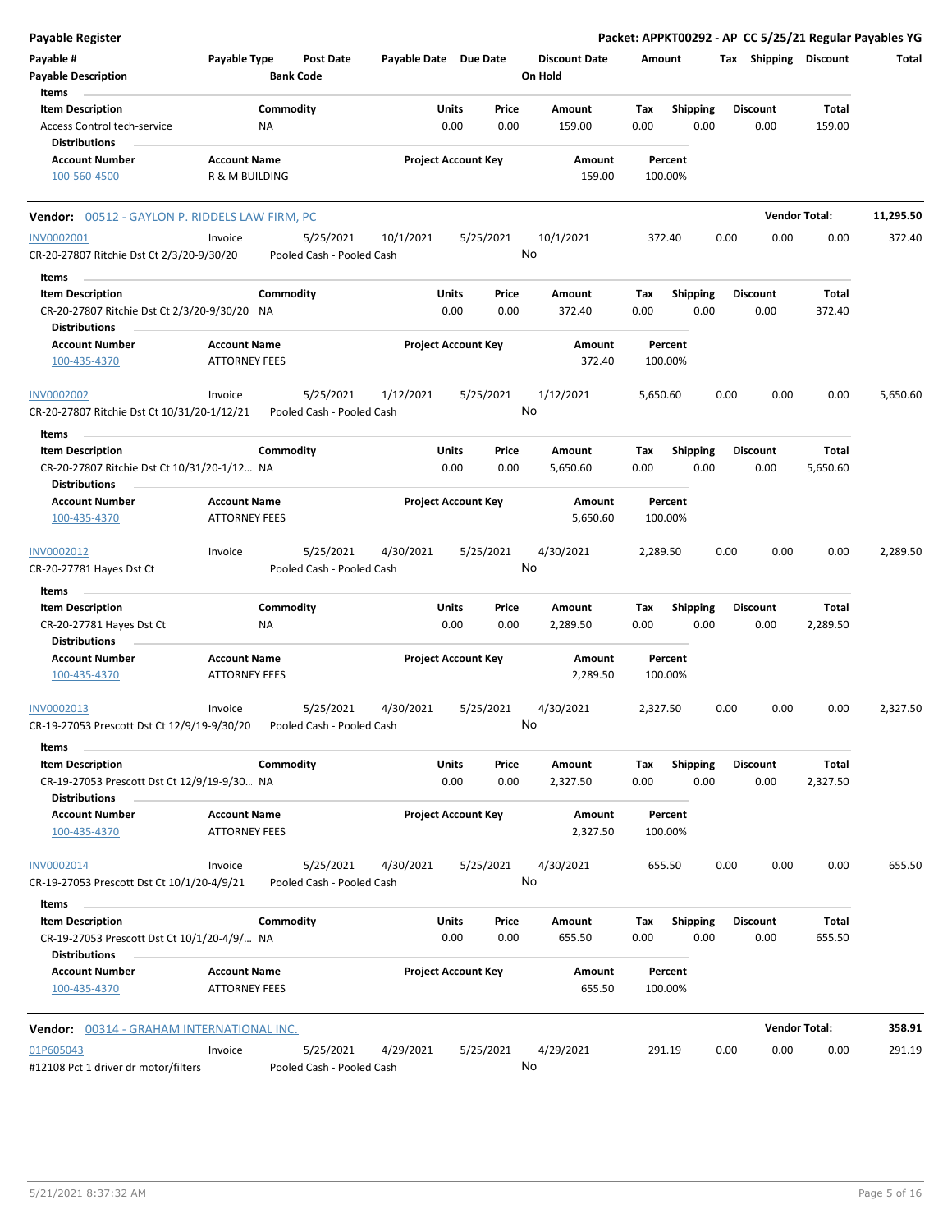**Payable Register** — **Packet: APPKT00292 - AP CC 5/25/21 Regular Payables YG**

| Payable # | Payable Type | Post Date | Payable Date | Due Date | Discount Date | Amount | Tax | Shipping | Discount | Total |
|---|---|---|---|---|---|---|---|---|---|---|
| Payable Description | | Bank Code | | | On Hold | | | | | |

**Items**

| Item Description | Commodity | Units | Price | Amount | Tax | Shipping | Discount | Total |
|---|---|---|---|---|---|---|---|---|
| Access Control tech-service | NA | 0.00 | 0.00 | 159.00 | 0.00 | 0.00 | 0.00 | 159.00 |

**Distributions**

| Account Number | Account Name | Project Account Key | Amount | Percent |
|---|---|---|---|---|
| 100-560-4500 | R & M BUILDING | | 159.00 | 100.00% |

---

**Vendor:** 00512 - GAYLON P. RIDDELS LAW FIRM, PC — **Vendor Total: 11,295.50**

| Payable # | Payable Type | Post Date | Payable Date | Due Date | Discount Date | Amount | Tax | Shipping | Discount | Total |
|---|---|---|---|---|---|---|---|---|---|---|
| INV0002001 | Invoice | 5/25/2021 | 10/1/2021 | 5/25/2021 | 10/1/2021 | 372.40 | 0.00 | 0.00 | 0.00 | 372.40 |
| CR-20-27807 Ritchie Dst Ct 2/3/20-9/30/20 | | Pooled Cash - Pooled Cash | | | No | | | | | |

**Items**

| Item Description | Commodity | Units | Price | Amount | Tax | Shipping | Discount | Total |
|---|---|---|---|---|---|---|---|---|
| CR-20-27807 Ritchie Dst Ct 2/3/20-9/30/20 | NA | 0.00 | 0.00 | 372.40 | 0.00 | 0.00 | 0.00 | 372.40 |

**Distributions**

| Account Number | Account Name | Project Account Key | Amount | Percent |
|---|---|---|---|---|
| 100-435-4370 | ATTORNEY FEES | | 372.40 | 100.00% |

| Payable # | Payable Type | Post Date | Payable Date | Due Date | Discount Date | Amount | Tax | Shipping | Discount | Total |
|---|---|---|---|---|---|---|---|---|---|---|
| INV0002002 | Invoice | 5/25/2021 | 1/12/2021 | 5/25/2021 | 1/12/2021 | 5,650.60 | 0.00 | 0.00 | 0.00 | 5,650.60 |
| CR-20-27807 Ritchie Dst Ct 10/31/20-1/12/21 | | Pooled Cash - Pooled Cash | | | No | | | | | |

**Items**

| Item Description | Commodity | Units | Price | Amount | Tax | Shipping | Discount | Total |
|---|---|---|---|---|---|---|---|---|
| CR-20-27807 Ritchie Dst Ct 10/31/20-1/12... | NA | 0.00 | 0.00 | 5,650.60 | 0.00 | 0.00 | 0.00 | 5,650.60 |

**Distributions**

| Account Number | Account Name | Project Account Key | Amount | Percent |
|---|---|---|---|---|
| 100-435-4370 | ATTORNEY FEES | | 5,650.60 | 100.00% |

| Payable # | Payable Type | Post Date | Payable Date | Due Date | Discount Date | Amount | Tax | Shipping | Discount | Total |
|---|---|---|---|---|---|---|---|---|---|---|
| INV0002012 | Invoice | 5/25/2021 | 4/30/2021 | 5/25/2021 | 4/30/2021 | 2,289.50 | 0.00 | 0.00 | 0.00 | 2,289.50 |
| CR-20-27781 Hayes Dst Ct | | Pooled Cash - Pooled Cash | | | No | | | | | |

**Items**

| Item Description | Commodity | Units | Price | Amount | Tax | Shipping | Discount | Total |
|---|---|---|---|---|---|---|---|---|
| CR-20-27781 Hayes Dst Ct | NA | 0.00 | 0.00 | 2,289.50 | 0.00 | 0.00 | 0.00 | 2,289.50 |

**Distributions**

| Account Number | Account Name | Project Account Key | Amount | Percent |
|---|---|---|---|---|
| 100-435-4370 | ATTORNEY FEES | | 2,289.50 | 100.00% |

| Payable # | Payable Type | Post Date | Payable Date | Due Date | Discount Date | Amount | Tax | Shipping | Discount | Total |
|---|---|---|---|---|---|---|---|---|---|---|
| INV0002013 | Invoice | 5/25/2021 | 4/30/2021 | 5/25/2021 | 4/30/2021 | 2,327.50 | 0.00 | 0.00 | 0.00 | 2,327.50 |
| CR-19-27053 Prescott Dst Ct 12/9/19-9/30/20 | | Pooled Cash - Pooled Cash | | | No | | | | | |

**Items**

| Item Description | Commodity | Units | Price | Amount | Tax | Shipping | Discount | Total |
|---|---|---|---|---|---|---|---|---|
| CR-19-27053 Prescott Dst Ct 12/9/19-9/30... | NA | 0.00 | 0.00 | 2,327.50 | 0.00 | 0.00 | 0.00 | 2,327.50 |

**Distributions**

| Account Number | Account Name | Project Account Key | Amount | Percent |
|---|---|---|---|---|
| 100-435-4370 | ATTORNEY FEES | | 2,327.50 | 100.00% |

| Payable # | Payable Type | Post Date | Payable Date | Due Date | Discount Date | Amount | Tax | Shipping | Discount | Total |
|---|---|---|---|---|---|---|---|---|---|---|
| INV0002014 | Invoice | 5/25/2021 | 4/30/2021 | 5/25/2021 | 4/30/2021 | 655.50 | 0.00 | 0.00 | 0.00 | 655.50 |
| CR-19-27053 Prescott Dst Ct 10/1/20-4/9/21 | | Pooled Cash - Pooled Cash | | | No | | | | | |

**Items**

| Item Description | Commodity | Units | Price | Amount | Tax | Shipping | Discount | Total |
|---|---|---|---|---|---|---|---|---|
| CR-19-27053 Prescott Dst Ct 10/1/20-4/9/... | NA | 0.00 | 0.00 | 655.50 | 0.00 | 0.00 | 0.00 | 655.50 |

**Distributions**

| Account Number | Account Name | Project Account Key | Amount | Percent |
|---|---|---|---|---|
| 100-435-4370 | ATTORNEY FEES | | 655.50 | 100.00% |

---

**Vendor:** 00314 - GRAHAM INTERNATIONAL INC. — **Vendor Total: 358.91**

| Payable # | Payable Type | Post Date | Payable Date | Due Date | Discount Date | Amount | Tax | Shipping | Discount | Total |
|---|---|---|---|---|---|---|---|---|---|---|
| 01P605043 | Invoice | 5/25/2021 | 4/29/2021 | 5/25/2021 | 4/29/2021 | 291.19 | 0.00 | 0.00 | 0.00 | 291.19 |
| #12108 Pct 1 driver dr motor/filters | | Pooled Cash - Pooled Cash | | | No | | | | | |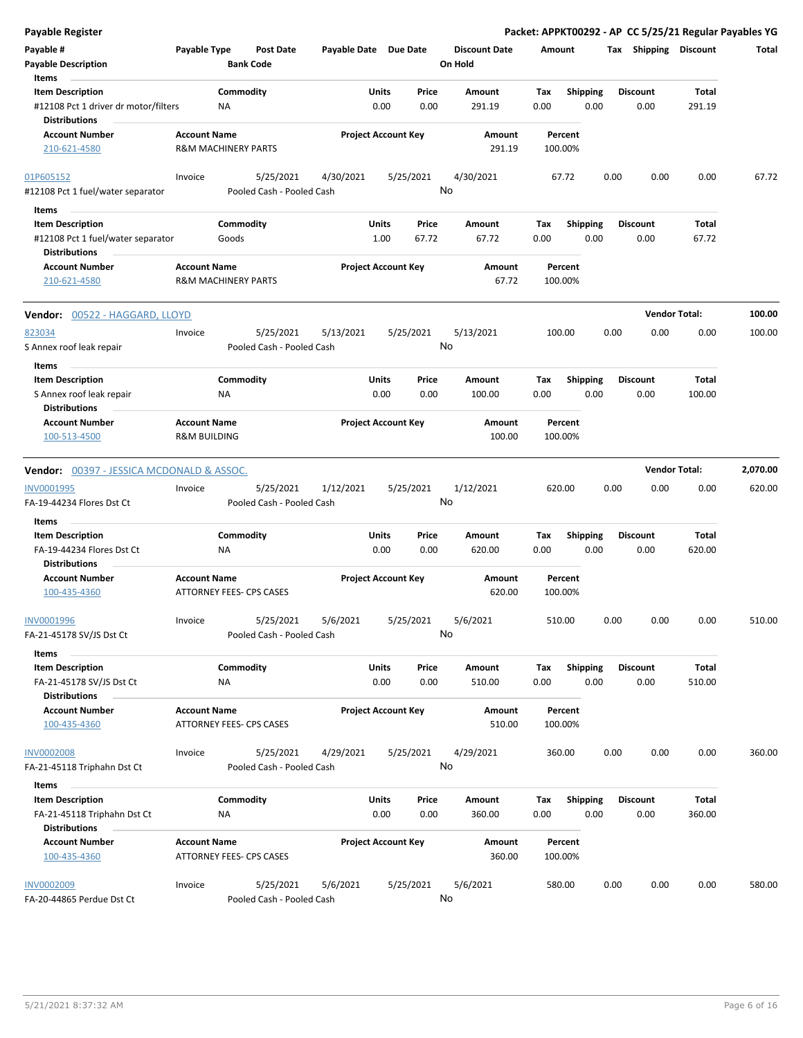# Payable Register

**Packet: APPKT00292 - AP CC 5/25/21 Regular Payables YG**

| Payable # | Payable Type | Post Date | Payable Date | Due Date | Discount Date | Amount | Tax | Shipping | Discount | Total |
|---|---|---|---|---|---|---|---|---|---|---|
| Payable Description | | Bank Code | | | On Hold | | | | | |

**Items**

| Item Description | Commodity | Units | Price | Amount | Tax | Shipping | Discount | Total |
|---|---|---|---|---|---|---|---|---|
| #12108 Pct 1 driver dr motor/filters | NA | 0.00 | 0.00 | 291.19 | 0.00 | 0.00 | 0.00 | 291.19 |

**Distributions**

| Account Number | Account Name | Project Account Key | Amount | Percent |
|---|---|---|---|---|
| 210-621-4580 | R&M MACHINERY PARTS | | 291.19 | 100.00% |

| Payable # | Payable Type | Post Date | Payable Date | Due Date | Discount Date | Amount | Tax | Shipping | Discount | Total |
|---|---|---|---|---|---|---|---|---|---|---|
| 01P605152 | Invoice | 5/25/2021 | 4/30/2021 | 5/25/2021 | 4/30/2021 | 67.72 | 0.00 | 0.00 | 0.00 | 67.72 |
| #12108 Pct 1 fuel/water separator | | Pooled Cash - Pooled Cash | | | No | | | | | |

**Items**

| Item Description | Commodity | Units | Price | Amount | Tax | Shipping | Discount | Total |
|---|---|---|---|---|---|---|---|---|
| #12108 Pct 1 fuel/water separator | Goods | 1.00 | 67.72 | 67.72 | 0.00 | 0.00 | 0.00 | 67.72 |

**Distributions**

| Account Number | Account Name | Project Account Key | Amount | Percent |
|---|---|---|---|---|
| 210-621-4580 | R&M MACHINERY PARTS | | 67.72 | 100.00% |

## Vendor: 00522 - HAGGARD, LLOYD

**Vendor Total: 100.00**

| Payable # | Payable Type | Post Date | Payable Date | Due Date | Discount Date | Amount | Tax | Shipping | Discount | Total |
|---|---|---|---|---|---|---|---|---|---|---|
| 823034 | Invoice | 5/25/2021 | 5/13/2021 | 5/25/2021 | 5/13/2021 | 100.00 | 0.00 | 0.00 | 0.00 | 100.00 |
| S Annex roof leak repair | | Pooled Cash - Pooled Cash | | | No | | | | | |

**Items**

| Item Description | Commodity | Units | Price | Amount | Tax | Shipping | Discount | Total |
|---|---|---|---|---|---|---|---|---|
| S Annex roof leak repair | NA | 0.00 | 0.00 | 100.00 | 0.00 | 0.00 | 0.00 | 100.00 |

**Distributions**

| Account Number | Account Name | Project Account Key | Amount | Percent |
|---|---|---|---|---|
| 100-513-4500 | R&M BUILDING | | 100.00 | 100.00% |

## Vendor: 00397 - JESSICA MCDONALD & ASSOC.

**Vendor Total: 2,070.00**

| Payable # | Payable Type | Post Date | Payable Date | Due Date | Discount Date | Amount | Tax | Shipping | Discount | Total |
|---|---|---|---|---|---|---|---|---|---|---|
| INV0001995 | Invoice | 5/25/2021 | 1/12/2021 | 5/25/2021 | 1/12/2021 | 620.00 | 0.00 | 0.00 | 0.00 | 620.00 |
| FA-19-44234 Flores Dst Ct | | Pooled Cash - Pooled Cash | | | No | | | | | |

**Items**

| Item Description | Commodity | Units | Price | Amount | Tax | Shipping | Discount | Total |
|---|---|---|---|---|---|---|---|---|
| FA-19-44234 Flores Dst Ct | NA | 0.00 | 0.00 | 620.00 | 0.00 | 0.00 | 0.00 | 620.00 |

**Distributions**

| Account Number | Account Name | Project Account Key | Amount | Percent |
|---|---|---|---|---|
| 100-435-4360 | ATTORNEY FEES- CPS CASES | | 620.00 | 100.00% |

| Payable # | Payable Type | Post Date | Payable Date | Due Date | Discount Date | Amount | Tax | Shipping | Discount | Total |
|---|---|---|---|---|---|---|---|---|---|---|
| INV0001996 | Invoice | 5/25/2021 | 5/6/2021 | 5/25/2021 | 5/6/2021 | 510.00 | 0.00 | 0.00 | 0.00 | 510.00 |
| FA-21-45178 SV/JS Dst Ct | | Pooled Cash - Pooled Cash | | | No | | | | | |

**Items**

| Item Description | Commodity | Units | Price | Amount | Tax | Shipping | Discount | Total |
|---|---|---|---|---|---|---|---|---|
| FA-21-45178 SV/JS Dst Ct | NA | 0.00 | 0.00 | 510.00 | 0.00 | 0.00 | 0.00 | 510.00 |

**Distributions**

| Account Number | Account Name | Project Account Key | Amount | Percent |
|---|---|---|---|---|
| 100-435-4360 | ATTORNEY FEES- CPS CASES | | 510.00 | 100.00% |

| Payable # | Payable Type | Post Date | Payable Date | Due Date | Discount Date | Amount | Tax | Shipping | Discount | Total |
|---|---|---|---|---|---|---|---|---|---|---|
| INV0002008 | Invoice | 5/25/2021 | 4/29/2021 | 5/25/2021 | 4/29/2021 | 360.00 | 0.00 | 0.00 | 0.00 | 360.00 |
| FA-21-45118 Triphahn Dst Ct | | Pooled Cash - Pooled Cash | | | No | | | | | |

**Items**

| Item Description | Commodity | Units | Price | Amount | Tax | Shipping | Discount | Total |
|---|---|---|---|---|---|---|---|---|
| FA-21-45118 Triphahn Dst Ct | NA | 0.00 | 0.00 | 360.00 | 0.00 | 0.00 | 0.00 | 360.00 |

**Distributions**

| Account Number | Account Name | Project Account Key | Amount | Percent |
|---|---|---|---|---|
| 100-435-4360 | ATTORNEY FEES- CPS CASES | | 360.00 | 100.00% |

| Payable # | Payable Type | Post Date | Payable Date | Due Date | Discount Date | Amount | Tax | Shipping | Discount | Total |
|---|---|---|---|---|---|---|---|---|---|---|
| INV0002009 | Invoice | 5/25/2021 | 5/6/2021 | 5/25/2021 | 5/6/2021 | 580.00 | 0.00 | 0.00 | 0.00 | 580.00 |
| FA-20-44865 Perdue Dst Ct | | Pooled Cash - Pooled Cash | | | No | | | | | |

5/21/2021 8:37:32 AM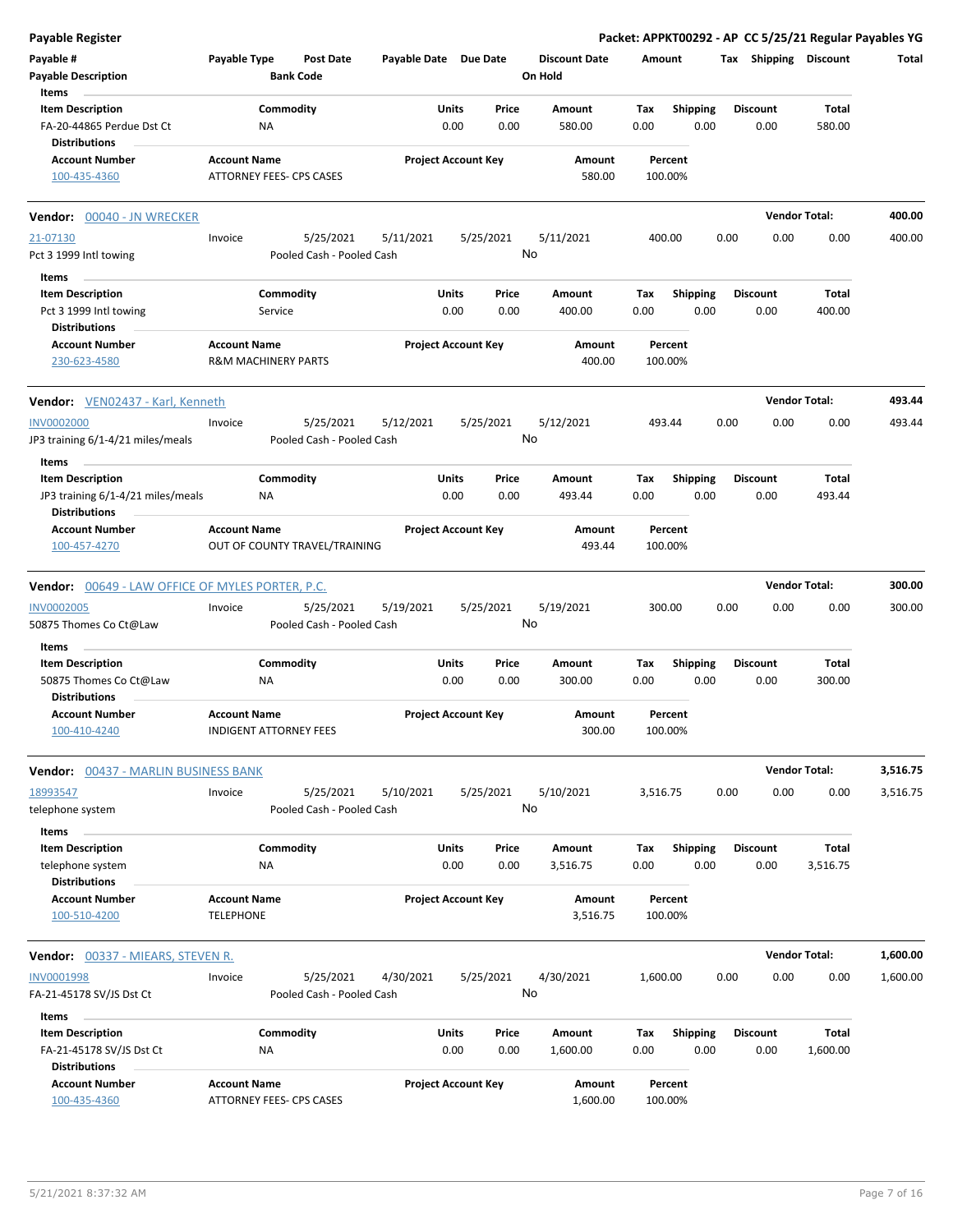**Payable Register** — **Packet: APPKT00292 - AP CC 5/25/21 Regular Payables YG**

| Payable # / Payable Description | Payable Type | Post Date / Bank Code | Payable Date | Due Date | Discount Date / On Hold | Amount | Tax | Shipping | Discount | Total |
|---|---|---|---|---|---|---|---|---|---|---|

**Items**

| Item Description | Commodity | Units | Price | Amount | Tax | Shipping | Discount | Total |
|---|---|---|---|---|---|---|---|---|
| FA-20-44865 Perdue Dst Ct | NA | 0.00 | 0.00 | 580.00 | 0.00 | 0.00 | 0.00 | 580.00 |

**Distributions**

| Account Number | Account Name | Project Account Key | Amount | Percent |
|---|---|---|---|---|
| 100-435-4360 | ATTORNEY FEES- CPS CASES | | 580.00 | 100.00% |

---

**Vendor: 00040 - JN WRECKER** — **Vendor Total: 400.00**

| Payable # | Payable Type | Post Date | Payable Date | Due Date | Discount Date | Amount | Tax | Shipping | Discount | Total |
|---|---|---|---|---|---|---|---|---|---|---|
| 21-07130 | Invoice | 5/25/2021 | 5/11/2021 | 5/25/2021 | 5/11/2021 | 400.00 | 0.00 | 0.00 | 0.00 | 400.00 |
| Pct 3 1999 Intl towing | | Pooled Cash - Pooled Cash | | | No | | | | | |

**Items**

| Item Description | Commodity | Units | Price | Amount | Tax | Shipping | Discount | Total |
|---|---|---|---|---|---|---|---|---|
| Pct 3 1999 Intl towing | Service | 0.00 | 0.00 | 400.00 | 0.00 | 0.00 | 0.00 | 400.00 |

**Distributions**

| Account Number | Account Name | Project Account Key | Amount | Percent |
|---|---|---|---|---|
| 230-623-4580 | R&M MACHINERY PARTS | | 400.00 | 100.00% |

---

**Vendor: VEN02437 - Karl, Kenneth** — **Vendor Total: 493.44**

| Payable # | Payable Type | Post Date | Payable Date | Due Date | Discount Date | Amount | Tax | Shipping | Discount | Total |
|---|---|---|---|---|---|---|---|---|---|---|
| INV0002000 | Invoice | 5/25/2021 | 5/12/2021 | 5/25/2021 | 5/12/2021 | 493.44 | 0.00 | 0.00 | 0.00 | 493.44 |
| JP3 training 6/1-4/21 miles/meals | | Pooled Cash - Pooled Cash | | | No | | | | | |

**Items**

| Item Description | Commodity | Units | Price | Amount | Tax | Shipping | Discount | Total |
|---|---|---|---|---|---|---|---|---|
| JP3 training 6/1-4/21 miles/meals | NA | 0.00 | 0.00 | 493.44 | 0.00 | 0.00 | 0.00 | 493.44 |

**Distributions**

| Account Number | Account Name | Project Account Key | Amount | Percent |
|---|---|---|---|---|
| 100-457-4270 | OUT OF COUNTY TRAVEL/TRAINING | | 493.44 | 100.00% |

---

**Vendor: 00649 - LAW OFFICE OF MYLES PORTER, P.C.** — **Vendor Total: 300.00**

| Payable # | Payable Type | Post Date | Payable Date | Due Date | Discount Date | Amount | Tax | Shipping | Discount | Total |
|---|---|---|---|---|---|---|---|---|---|---|
| INV0002005 | Invoice | 5/25/2021 | 5/19/2021 | 5/25/2021 | 5/19/2021 | 300.00 | 0.00 | 0.00 | 0.00 | 300.00 |
| 50875 Thomes Co Ct@Law | | Pooled Cash - Pooled Cash | | | No | | | | | |

**Items**

| Item Description | Commodity | Units | Price | Amount | Tax | Shipping | Discount | Total |
|---|---|---|---|---|---|---|---|---|
| 50875 Thomes Co Ct@Law | NA | 0.00 | 0.00 | 300.00 | 0.00 | 0.00 | 0.00 | 300.00 |

**Distributions**

| Account Number | Account Name | Project Account Key | Amount | Percent |
|---|---|---|---|---|
| 100-410-4240 | INDIGENT ATTORNEY FEES | | 300.00 | 100.00% |

---

**Vendor: 00437 - MARLIN BUSINESS BANK** — **Vendor Total: 3,516.75**

| Payable # | Payable Type | Post Date | Payable Date | Due Date | Discount Date | Amount | Tax | Shipping | Discount | Total |
|---|---|---|---|---|---|---|---|---|---|---|
| 18993547 | Invoice | 5/25/2021 | 5/10/2021 | 5/25/2021 | 5/10/2021 | 3,516.75 | 0.00 | 0.00 | 0.00 | 3,516.75 |
| telephone system | | Pooled Cash - Pooled Cash | | | No | | | | | |

**Items**

| Item Description | Commodity | Units | Price | Amount | Tax | Shipping | Discount | Total |
|---|---|---|---|---|---|---|---|---|
| telephone system | NA | 0.00 | 0.00 | 3,516.75 | 0.00 | 0.00 | 0.00 | 3,516.75 |

**Distributions**

| Account Number | Account Name | Project Account Key | Amount | Percent |
|---|---|---|---|---|
| 100-510-4200 | TELEPHONE | | 3,516.75 | 100.00% |

---

**Vendor: 00337 - MIEARS, STEVEN R.** — **Vendor Total: 1,600.00**

| Payable # | Payable Type | Post Date | Payable Date | Due Date | Discount Date | Amount | Tax | Shipping | Discount | Total |
|---|---|---|---|---|---|---|---|---|---|---|
| INV0001998 | Invoice | 5/25/2021 | 4/30/2021 | 5/25/2021 | 4/30/2021 | 1,600.00 | 0.00 | 0.00 | 0.00 | 1,600.00 |
| FA-21-45178 SV/JS Dst Ct | | Pooled Cash - Pooled Cash | | | No | | | | | |

**Items**

| Item Description | Commodity | Units | Price | Amount | Tax | Shipping | Discount | Total |
|---|---|---|---|---|---|---|---|---|
| FA-21-45178 SV/JS Dst Ct | NA | 0.00 | 0.00 | 1,600.00 | 0.00 | 0.00 | 0.00 | 1,600.00 |

**Distributions**

| Account Number | Account Name | Project Account Key | Amount | Percent |
|---|---|---|---|---|
| 100-435-4360 | ATTORNEY FEES- CPS CASES | | 1,600.00 | 100.00% |

5/21/2021 8:37:32 AM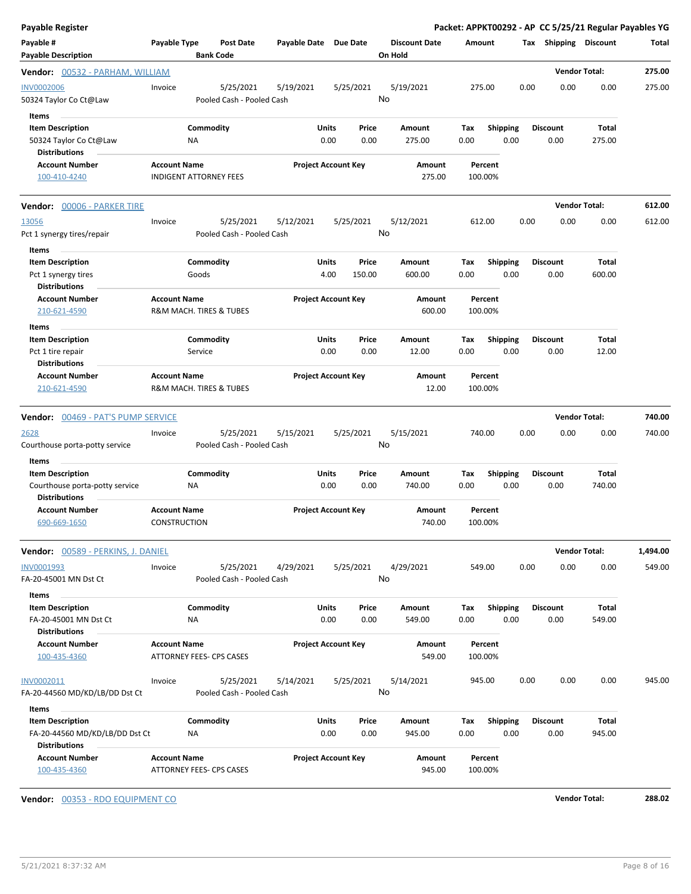**Payable Register** — **Packet: APPKT00292 - AP CC 5/25/21 Regular Payables YG**

| Payable # / Payable Description | Payable Type | Post Date / Bank Code | Payable Date | Due Date | Discount Date / On Hold | Amount | Tax | Shipping | Discount | Total |
|---|---|---|---|---|---|---|---|---|---|---|

**Vendor: 00532 - PARHAM, WILLIAM** — Vendor Total: **275.00**

| Payable # | Payable Type | Post Date | Payable Date | Due Date | Discount Date | Amount | Tax | Shipping | Discount | Total |
|---|---|---|---|---|---|---|---|---|---|---|
| INV0002006 | Invoice | 5/25/2021 | 5/19/2021 | 5/25/2021 | 5/19/2021 | 275.00 | 0.00 | 0.00 | 0.00 | 275.00 |
| 50324 Taylor Co Ct@Law | | Pooled Cash - Pooled Cash | | | No | | | | | |

Items

| Item Description | Commodity | Units | Price | Amount | Tax | Shipping | Discount | Total |
|---|---|---|---|---|---|---|---|---|
| 50324 Taylor Co Ct@Law | NA | 0.00 | 0.00 | 275.00 | 0.00 | 0.00 | 0.00 | 275.00 |

Distributions

| Account Number | Account Name | Project Account Key | Amount | Percent |
|---|---|---|---|---|
| 100-410-4240 | INDIGENT ATTORNEY FEES | | 275.00 | 100.00% |

**Vendor: 00006 - PARKER TIRE** — Vendor Total: **612.00**

| Payable # | Payable Type | Post Date | Payable Date | Due Date | Discount Date | Amount | Tax | Shipping | Discount | Total |
|---|---|---|---|---|---|---|---|---|---|---|
| 13056 | Invoice | 5/25/2021 | 5/12/2021 | 5/25/2021 | 5/12/2021 | 612.00 | 0.00 | 0.00 | 0.00 | 612.00 |
| Pct 1 synergy tires/repair | | Pooled Cash - Pooled Cash | | | No | | | | | |

Items

| Item Description | Commodity | Units | Price | Amount | Tax | Shipping | Discount | Total |
|---|---|---|---|---|---|---|---|---|
| Pct 1 synergy tires | Goods | 4.00 | 150.00 | 600.00 | 0.00 | 0.00 | 0.00 | 600.00 |

Distributions

| Account Number | Account Name | Project Account Key | Amount | Percent |
|---|---|---|---|---|
| 210-621-4590 | R&M MACH. TIRES & TUBES | | 600.00 | 100.00% |

Items

| Item Description | Commodity | Units | Price | Amount | Tax | Shipping | Discount | Total |
|---|---|---|---|---|---|---|---|---|
| Pct 1 tire repair | Service | 0.00 | 0.00 | 12.00 | 0.00 | 0.00 | 0.00 | 12.00 |

Distributions

| Account Number | Account Name | Project Account Key | Amount | Percent |
|---|---|---|---|---|
| 210-621-4590 | R&M MACH. TIRES & TUBES | | 12.00 | 100.00% |

**Vendor: 00469 - PAT'S PUMP SERVICE** — Vendor Total: **740.00**

| Payable # | Payable Type | Post Date | Payable Date | Due Date | Discount Date | Amount | Tax | Shipping | Discount | Total |
|---|---|---|---|---|---|---|---|---|---|---|
| 2628 | Invoice | 5/25/2021 | 5/15/2021 | 5/25/2021 | 5/15/2021 | 740.00 | 0.00 | 0.00 | 0.00 | 740.00 |
| Courthouse porta-potty service | | Pooled Cash - Pooled Cash | | | No | | | | | |

Items

| Item Description | Commodity | Units | Price | Amount | Tax | Shipping | Discount | Total |
|---|---|---|---|---|---|---|---|---|
| Courthouse porta-potty service | NA | 0.00 | 0.00 | 740.00 | 0.00 | 0.00 | 0.00 | 740.00 |

Distributions

| Account Number | Account Name | Project Account Key | Amount | Percent |
|---|---|---|---|---|
| 690-669-1650 | CONSTRUCTION | | 740.00 | 100.00% |

**Vendor: 00589 - PERKINS, J. DANIEL** — Vendor Total: **1,494.00**

| Payable # | Payable Type | Post Date | Payable Date | Due Date | Discount Date | Amount | Tax | Shipping | Discount | Total |
|---|---|---|---|---|---|---|---|---|---|---|
| INV0001993 | Invoice | 5/25/2021 | 4/29/2021 | 5/25/2021 | 4/29/2021 | 549.00 | 0.00 | 0.00 | 0.00 | 549.00 |
| FA-20-45001 MN Dst Ct | | Pooled Cash - Pooled Cash | | | No | | | | | |

Items

| Item Description | Commodity | Units | Price | Amount | Tax | Shipping | Discount | Total |
|---|---|---|---|---|---|---|---|---|
| FA-20-45001 MN Dst Ct | NA | 0.00 | 0.00 | 549.00 | 0.00 | 0.00 | 0.00 | 549.00 |

Distributions

| Account Number | Account Name | Project Account Key | Amount | Percent |
|---|---|---|---|---|
| 100-435-4360 | ATTORNEY FEES- CPS CASES | | 549.00 | 100.00% |

| Payable # | Payable Type | Post Date | Payable Date | Due Date | Discount Date | Amount | Tax | Shipping | Discount | Total |
|---|---|---|---|---|---|---|---|---|---|---|
| INV0002011 | Invoice | 5/25/2021 | 5/14/2021 | 5/25/2021 | 5/14/2021 | 945.00 | 0.00 | 0.00 | 0.00 | 945.00 |
| FA-20-44560 MD/KD/LB/DD Dst Ct | | Pooled Cash - Pooled Cash | | | No | | | | | |

Items

| Item Description | Commodity | Units | Price | Amount | Tax | Shipping | Discount | Total |
|---|---|---|---|---|---|---|---|---|
| FA-20-44560 MD/KD/LB/DD Dst Ct | NA | 0.00 | 0.00 | 945.00 | 0.00 | 0.00 | 0.00 | 945.00 |

Distributions

| Account Number | Account Name | Project Account Key | Amount | Percent |
|---|---|---|---|---|
| 100-435-4360 | ATTORNEY FEES- CPS CASES | | 945.00 | 100.00% |

**Vendor: 00353 - RDO EQUIPMENT CO** — Vendor Total: **288.02**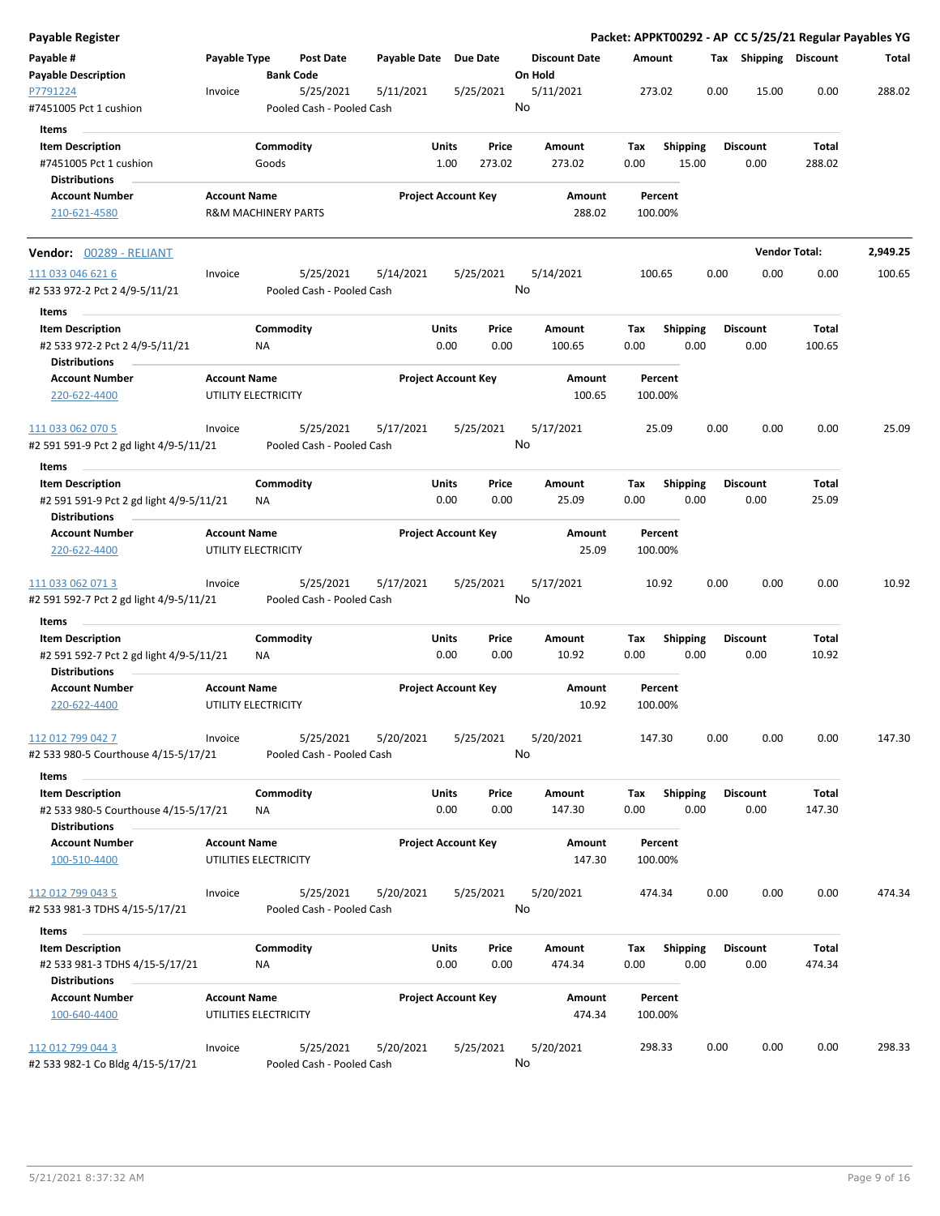## Payable Register

**Packet: APPKT00292 - AP CC 5/25/21 Regular Payables YG**

| Payable # | Payable Type | Post Date | Payable Date | Due Date | Discount Date | Amount | Tax | Shipping | Discount | Total |
|---|---|---|---|---|---|---|---|---|---|---|
| **Payable Description** | | **Bank Code** | | | **On Hold** | | | | | |
| P7791224 | Invoice | 5/25/2021 | 5/11/2021 | 5/25/2021 | 5/11/2021 | 273.02 | 0.00 | 15.00 | 0.00 | 288.02 |
| #7451005 Pct 1 cushion | | Pooled Cash - Pooled Cash | | | No | | | | | |

**Items**

| Item Description | Commodity | Units | Price | Amount | Tax | Shipping | Discount | Total |
|---|---|---|---|---|---|---|---|---|
| #7451005 Pct 1 cushion | Goods | 1.00 | 273.02 | 273.02 | 0.00 | 15.00 | 0.00 | 288.02 |

**Distributions**

| Account Number | Account Name | Project Account Key | Amount | Percent |
|---|---|---|---|---|
| 210-621-4580 | R&M MACHINERY PARTS | | 288.02 | 100.00% |

**Vendor:** 00289 - RELIANT — **Vendor Total:** 2,949.25

| Payable # | Payable Type | Post Date | Payable Date | Due Date | Discount Date | Amount | Tax | Shipping | Discount | Total |
|---|---|---|---|---|---|---|---|---|---|---|
| 111 033 046 621 6 | Invoice | 5/25/2021 | 5/14/2021 | 5/25/2021 | 5/14/2021 | 100.65 | 0.00 | 0.00 | 0.00 | 100.65 |
| #2 533 972-2 Pct 2 4/9-5/11/21 | | Pooled Cash - Pooled Cash | | | No | | | | | |

**Items**

| Item Description | Commodity | Units | Price | Amount | Tax | Shipping | Discount | Total |
|---|---|---|---|---|---|---|---|---|
| #2 533 972-2 Pct 2 4/9-5/11/21 | NA | 0.00 | 0.00 | 100.65 | 0.00 | 0.00 | 0.00 | 100.65 |

**Distributions**

| Account Number | Account Name | Project Account Key | Amount | Percent |
|---|---|---|---|---|
| 220-622-4400 | UTILITY ELECTRICITY | | 100.65 | 100.00% |

| Payable # | Payable Type | Post Date | Payable Date | Due Date | Discount Date | Amount | Tax | Shipping | Discount | Total |
|---|---|---|---|---|---|---|---|---|---|---|
| 111 033 062 070 5 | Invoice | 5/25/2021 | 5/17/2021 | 5/25/2021 | 5/17/2021 | 25.09 | 0.00 | 0.00 | 0.00 | 25.09 |
| #2 591 591-9 Pct 2 gd light 4/9-5/11/21 | | Pooled Cash - Pooled Cash | | | No | | | | | |

**Items**

| Item Description | Commodity | Units | Price | Amount | Tax | Shipping | Discount | Total |
|---|---|---|---|---|---|---|---|---|
| #2 591 591-9 Pct 2 gd light 4/9-5/11/21 | NA | 0.00 | 0.00 | 25.09 | 0.00 | 0.00 | 0.00 | 25.09 |

**Distributions**

| Account Number | Account Name | Project Account Key | Amount | Percent |
|---|---|---|---|---|
| 220-622-4400 | UTILITY ELECTRICITY | | 25.09 | 100.00% |

| Payable # | Payable Type | Post Date | Payable Date | Due Date | Discount Date | Amount | Tax | Shipping | Discount | Total |
|---|---|---|---|---|---|---|---|---|---|---|
| 111 033 062 071 3 | Invoice | 5/25/2021 | 5/17/2021 | 5/25/2021 | 5/17/2021 | 10.92 | 0.00 | 0.00 | 0.00 | 10.92 |
| #2 591 592-7 Pct 2 gd light 4/9-5/11/21 | | Pooled Cash - Pooled Cash | | | No | | | | | |

**Items**

| Item Description | Commodity | Units | Price | Amount | Tax | Shipping | Discount | Total |
|---|---|---|---|---|---|---|---|---|
| #2 591 592-7 Pct 2 gd light 4/9-5/11/21 | NA | 0.00 | 0.00 | 10.92 | 0.00 | 0.00 | 0.00 | 10.92 |

**Distributions**

| Account Number | Account Name | Project Account Key | Amount | Percent |
|---|---|---|---|---|
| 220-622-4400 | UTILITY ELECTRICITY | | 10.92 | 100.00% |

| Payable # | Payable Type | Post Date | Payable Date | Due Date | Discount Date | Amount | Tax | Shipping | Discount | Total |
|---|---|---|---|---|---|---|---|---|---|---|
| 112 012 799 042 7 | Invoice | 5/25/2021 | 5/20/2021 | 5/25/2021 | 5/20/2021 | 147.30 | 0.00 | 0.00 | 0.00 | 147.30 |
| #2 533 980-5 Courthouse 4/15-5/17/21 | | Pooled Cash - Pooled Cash | | | No | | | | | |

**Items**

| Item Description | Commodity | Units | Price | Amount | Tax | Shipping | Discount | Total |
|---|---|---|---|---|---|---|---|---|
| #2 533 980-5 Courthouse 4/15-5/17/21 | NA | 0.00 | 0.00 | 147.30 | 0.00 | 0.00 | 0.00 | 147.30 |

**Distributions**

| Account Number | Account Name | Project Account Key | Amount | Percent |
|---|---|---|---|---|
| 100-510-4400 | UTILITIES ELECTRICITY | | 147.30 | 100.00% |

| Payable # | Payable Type | Post Date | Payable Date | Due Date | Discount Date | Amount | Tax | Shipping | Discount | Total |
|---|---|---|---|---|---|---|---|---|---|---|
| 112 012 799 043 5 | Invoice | 5/25/2021 | 5/20/2021 | 5/25/2021 | 5/20/2021 | 474.34 | 0.00 | 0.00 | 0.00 | 474.34 |
| #2 533 981-3 TDHS 4/15-5/17/21 | | Pooled Cash - Pooled Cash | | | No | | | | | |

**Items**

| Item Description | Commodity | Units | Price | Amount | Tax | Shipping | Discount | Total |
|---|---|---|---|---|---|---|---|---|
| #2 533 981-3 TDHS 4/15-5/17/21 | NA | 0.00 | 0.00 | 474.34 | 0.00 | 0.00 | 0.00 | 474.34 |

**Distributions**

| Account Number | Account Name | Project Account Key | Amount | Percent |
|---|---|---|---|---|
| 100-640-4400 | UTILITIES ELECTRICITY | | 474.34 | 100.00% |

| Payable # | Payable Type | Post Date | Payable Date | Due Date | Discount Date | Amount | Tax | Shipping | Discount | Total |
|---|---|---|---|---|---|---|---|---|---|---|
| 112 012 799 044 3 | Invoice | 5/25/2021 | 5/20/2021 | 5/25/2021 | 5/20/2021 | 298.33 | 0.00 | 0.00 | 0.00 | 298.33 |
| #2 533 982-1 Co Bldg 4/15-5/17/21 | | Pooled Cash - Pooled Cash | | | No | | | | | |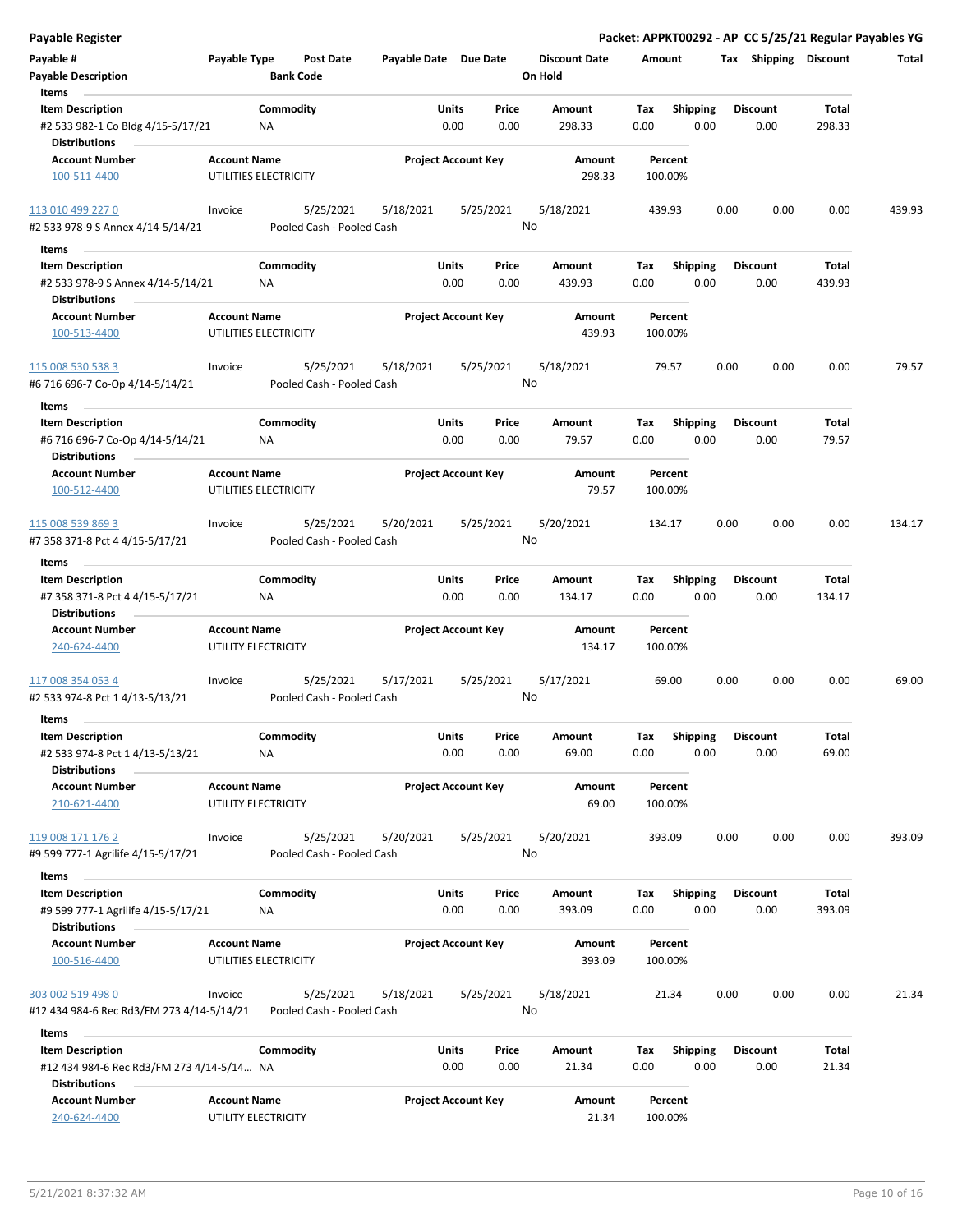**Payable Register** — **Packet: APPKT00292 - AP CC 5/25/21 Regular Payables YG**

| Payable # | Payable Type | Post Date | Payable Date | Due Date | Discount Date | Amount | Tax | Shipping | Discount | Total |
|---|---|---|---|---|---|---|---|---|---|---|
| Payable Description | | Bank Code | | | On Hold | | | | | |

**Items**

| Item Description | Commodity | Units | Price | Amount | Tax | Shipping | Discount | Total |
|---|---|---|---|---|---|---|---|---|
| #2 533 982-1 Co Bldg 4/15-5/17/21 | NA | 0.00 | 0.00 | 298.33 | 0.00 | 0.00 | 0.00 | 298.33 |

**Distributions**

| Account Number | Account Name | Project Account Key | Amount | Percent |
|---|---|---|---|---|
| 100-511-4400 | UTILITIES ELECTRICITY | | 298.33 | 100.00% |

---

| Payable # | Payable Type | Post Date | Payable Date | Due Date | Discount Date | Amount | Tax | Shipping | Discount | Total |
|---|---|---|---|---|---|---|---|---|---|---|
| 113 010 499 227 0 | Invoice | 5/25/2021 | 5/18/2021 | 5/25/2021 | 5/18/2021 | 439.93 | 0.00 | 0.00 | 0.00 | 439.93 |
| #2 533 978-9 S Annex 4/14-5/14/21 | | Pooled Cash - Pooled Cash | | | No | | | | | |

**Items**

| Item Description | Commodity | Units | Price | Amount | Tax | Shipping | Discount | Total |
|---|---|---|---|---|---|---|---|---|
| #2 533 978-9 S Annex 4/14-5/14/21 | NA | 0.00 | 0.00 | 439.93 | 0.00 | 0.00 | 0.00 | 439.93 |

**Distributions**

| Account Number | Account Name | Project Account Key | Amount | Percent |
|---|---|---|---|---|
| 100-513-4400 | UTILITIES ELECTRICITY | | 439.93 | 100.00% |

---

| Payable # | Payable Type | Post Date | Payable Date | Due Date | Discount Date | Amount | Tax | Shipping | Discount | Total |
|---|---|---|---|---|---|---|---|---|---|---|
| 115 008 530 538 3 | Invoice | 5/25/2021 | 5/18/2021 | 5/25/2021 | 5/18/2021 | 79.57 | 0.00 | 0.00 | 0.00 | 79.57 |
| #6 716 696-7 Co-Op 4/14-5/14/21 | | Pooled Cash - Pooled Cash | | | No | | | | | |

**Items**

| Item Description | Commodity | Units | Price | Amount | Tax | Shipping | Discount | Total |
|---|---|---|---|---|---|---|---|---|
| #6 716 696-7 Co-Op 4/14-5/14/21 | NA | 0.00 | 0.00 | 79.57 | 0.00 | 0.00 | 0.00 | 79.57 |

**Distributions**

| Account Number | Account Name | Project Account Key | Amount | Percent |
|---|---|---|---|---|
| 100-512-4400 | UTILITIES ELECTRICITY | | 79.57 | 100.00% |

---

| Payable # | Payable Type | Post Date | Payable Date | Due Date | Discount Date | Amount | Tax | Shipping | Discount | Total |
|---|---|---|---|---|---|---|---|---|---|---|
| 115 008 539 869 3 | Invoice | 5/25/2021 | 5/20/2021 | 5/25/2021 | 5/20/2021 | 134.17 | 0.00 | 0.00 | 0.00 | 134.17 |
| #7 358 371-8 Pct 4 4/15-5/17/21 | | Pooled Cash - Pooled Cash | | | No | | | | | |

**Items**

| Item Description | Commodity | Units | Price | Amount | Tax | Shipping | Discount | Total |
|---|---|---|---|---|---|---|---|---|
| #7 358 371-8 Pct 4 4/15-5/17/21 | NA | 0.00 | 0.00 | 134.17 | 0.00 | 0.00 | 0.00 | 134.17 |

**Distributions**

| Account Number | Account Name | Project Account Key | Amount | Percent |
|---|---|---|---|---|
| 240-624-4400 | UTILITY ELECTRICITY | | 134.17 | 100.00% |

---

| Payable # | Payable Type | Post Date | Payable Date | Due Date | Discount Date | Amount | Tax | Shipping | Discount | Total |
|---|---|---|---|---|---|---|---|---|---|---|
| 117 008 354 053 4 | Invoice | 5/25/2021 | 5/17/2021 | 5/25/2021 | 5/17/2021 | 69.00 | 0.00 | 0.00 | 0.00 | 69.00 |
| #2 533 974-8 Pct 1 4/13-5/13/21 | | Pooled Cash - Pooled Cash | | | No | | | | | |

**Items**

| Item Description | Commodity | Units | Price | Amount | Tax | Shipping | Discount | Total |
|---|---|---|---|---|---|---|---|---|
| #2 533 974-8 Pct 1 4/13-5/13/21 | NA | 0.00 | 0.00 | 69.00 | 0.00 | 0.00 | 0.00 | 69.00 |

**Distributions**

| Account Number | Account Name | Project Account Key | Amount | Percent |
|---|---|---|---|---|
| 210-621-4400 | UTILITY ELECTRICITY | | 69.00 | 100.00% |

---

| Payable # | Payable Type | Post Date | Payable Date | Due Date | Discount Date | Amount | Tax | Shipping | Discount | Total |
|---|---|---|---|---|---|---|---|---|---|---|
| 119 008 171 176 2 | Invoice | 5/25/2021 | 5/20/2021 | 5/25/2021 | 5/20/2021 | 393.09 | 0.00 | 0.00 | 0.00 | 393.09 |
| #9 599 777-1 Agrilife 4/15-5/17/21 | | Pooled Cash - Pooled Cash | | | No | | | | | |

**Items**

| Item Description | Commodity | Units | Price | Amount | Tax | Shipping | Discount | Total |
|---|---|---|---|---|---|---|---|---|
| #9 599 777-1 Agrilife 4/15-5/17/21 | NA | 0.00 | 0.00 | 393.09 | 0.00 | 0.00 | 0.00 | 393.09 |

**Distributions**

| Account Number | Account Name | Project Account Key | Amount | Percent |
|---|---|---|---|---|
| 100-516-4400 | UTILITIES ELECTRICITY | | 393.09 | 100.00% |

---

| Payable # | Payable Type | Post Date | Payable Date | Due Date | Discount Date | Amount | Tax | Shipping | Discount | Total |
|---|---|---|---|---|---|---|---|---|---|---|
| 303 002 519 498 0 | Invoice | 5/25/2021 | 5/18/2021 | 5/25/2021 | 5/18/2021 | 21.34 | 0.00 | 0.00 | 0.00 | 21.34 |
| #12 434 984-6 Rec Rd3/FM 273 4/14-5/14/21 | | Pooled Cash - Pooled Cash | | | No | | | | | |

**Items**

| Item Description | Commodity | Units | Price | Amount | Tax | Shipping | Discount | Total |
|---|---|---|---|---|---|---|---|---|
| #12 434 984-6 Rec Rd3/FM 273 4/14-5/14... | NA | 0.00 | 0.00 | 21.34 | 0.00 | 0.00 | 0.00 | 21.34 |

**Distributions**

| Account Number | Account Name | Project Account Key | Amount | Percent |
|---|---|---|---|---|
| 240-624-4400 | UTILITY ELECTRICITY | | 21.34 | 100.00% |

5/21/2021 8:37:32 AM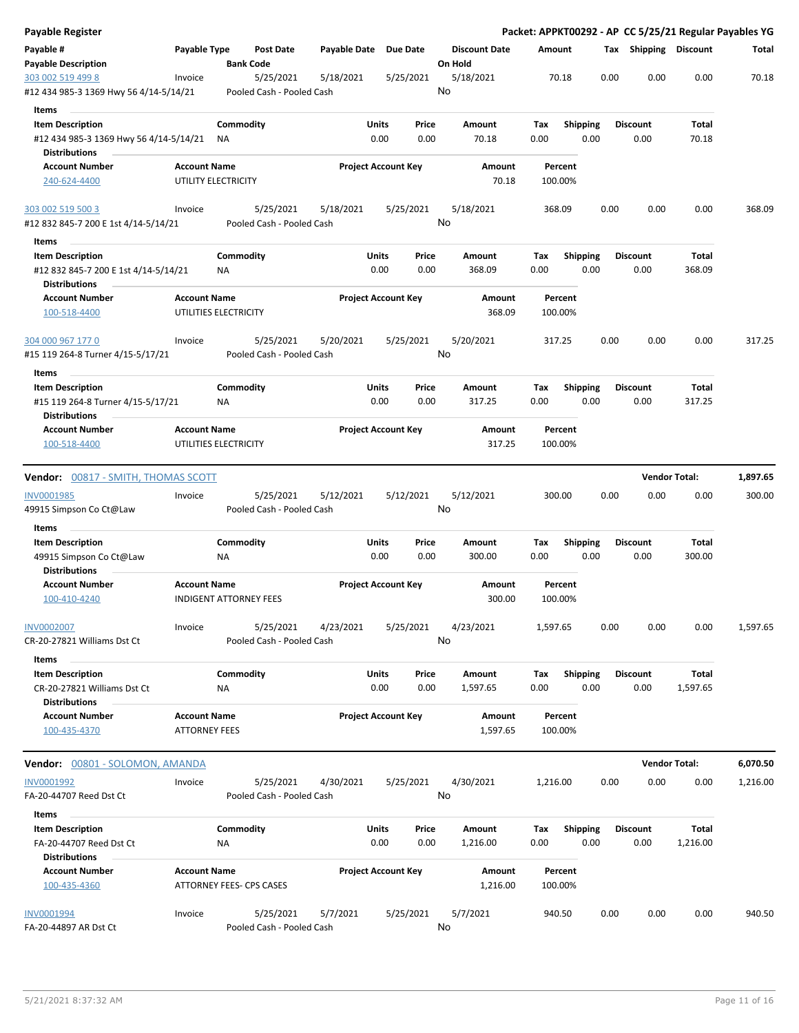**Payable Register** — **Packet: APPKT00292 - AP CC 5/25/21 Regular Payables YG**

| Payable # / Payable Description | Payable Type | Post Date / Bank Code | Payable Date | Due Date | Discount Date / On Hold | Amount | Tax | Shipping | Discount | Total |
|---|---|---|---|---|---|---|---|---|---|---|
| 303 002 519 499 8 | Invoice | 5/25/2021 | 5/18/2021 | 5/25/2021 | 5/18/2021 | 70.18 | 0.00 | 0.00 | 0.00 | 70.18 |
| #12 434 985-3 1369 Hwy 56 4/14-5/14/21 | | Pooled Cash - Pooled Cash | | | No | | | | | |

Items

| Item Description | Commodity | Units | Price | Amount | Tax | Shipping | Discount | Total |
|---|---|---|---|---|---|---|---|---|
| #12 434 985-3 1369 Hwy 56 4/14-5/14/21 | NA | 0.00 | 0.00 | 70.18 | 0.00 | 0.00 | 0.00 | 70.18 |

Distributions

| Account Number | Account Name | Project Account Key | Amount | Percent |
|---|---|---|---|---|
| 240-624-4400 | UTILITY ELECTRICITY | | 70.18 | 100.00% |

| Payable # / Payable Description | Payable Type | Post Date / Bank Code | Payable Date | Due Date | Discount Date / On Hold | Amount | Tax | Shipping | Discount | Total |
|---|---|---|---|---|---|---|---|---|---|---|
| 303 002 519 500 3 | Invoice | 5/25/2021 | 5/18/2021 | 5/25/2021 | 5/18/2021 | 368.09 | 0.00 | 0.00 | 0.00 | 368.09 |
| #12 832 845-7 200 E 1st 4/14-5/14/21 | | Pooled Cash - Pooled Cash | | | No | | | | | |

Items

| Item Description | Commodity | Units | Price | Amount | Tax | Shipping | Discount | Total |
|---|---|---|---|---|---|---|---|---|
| #12 832 845-7 200 E 1st 4/14-5/14/21 | NA | 0.00 | 0.00 | 368.09 | 0.00 | 0.00 | 0.00 | 368.09 |

Distributions

| Account Number | Account Name | Project Account Key | Amount | Percent |
|---|---|---|---|---|
| 100-518-4400 | UTILITIES ELECTRICITY | | 368.09 | 100.00% |

| Payable # / Payable Description | Payable Type | Post Date / Bank Code | Payable Date | Due Date | Discount Date / On Hold | Amount | Tax | Shipping | Discount | Total |
|---|---|---|---|---|---|---|---|---|---|---|
| 304 000 967 177 0 | Invoice | 5/25/2021 | 5/20/2021 | 5/25/2021 | 5/20/2021 | 317.25 | 0.00 | 0.00 | 0.00 | 317.25 |
| #15 119 264-8 Turner 4/15-5/17/21 | | Pooled Cash - Pooled Cash | | | No | | | | | |

Items

| Item Description | Commodity | Units | Price | Amount | Tax | Shipping | Discount | Total |
|---|---|---|---|---|---|---|---|---|
| #15 119 264-8 Turner 4/15-5/17/21 | NA | 0.00 | 0.00 | 317.25 | 0.00 | 0.00 | 0.00 | 317.25 |

Distributions

| Account Number | Account Name | Project Account Key | Amount | Percent |
|---|---|---|---|---|
| 100-518-4400 | UTILITIES ELECTRICITY | | 317.25 | 100.00% |

**Vendor: 00817 - SMITH, THOMAS SCOTT** — **Vendor Total: 1,897.65**

| Payable # / Payable Description | Payable Type | Post Date / Bank Code | Payable Date | Due Date | Discount Date / On Hold | Amount | Tax | Shipping | Discount | Total |
|---|---|---|---|---|---|---|---|---|---|---|
| INV0001985 | Invoice | 5/25/2021 | 5/12/2021 | 5/12/2021 | 5/12/2021 | 300.00 | 0.00 | 0.00 | 0.00 | 300.00 |
| 49915 Simpson Co Ct@Law | | Pooled Cash - Pooled Cash | | | No | | | | | |

Items

| Item Description | Commodity | Units | Price | Amount | Tax | Shipping | Discount | Total |
|---|---|---|---|---|---|---|---|---|
| 49915 Simpson Co Ct@Law | NA | 0.00 | 0.00 | 300.00 | 0.00 | 0.00 | 0.00 | 300.00 |

Distributions

| Account Number | Account Name | Project Account Key | Amount | Percent |
|---|---|---|---|---|
| 100-410-4240 | INDIGENT ATTORNEY FEES | | 300.00 | 100.00% |

| Payable # / Payable Description | Payable Type | Post Date / Bank Code | Payable Date | Due Date | Discount Date / On Hold | Amount | Tax | Shipping | Discount | Total |
|---|---|---|---|---|---|---|---|---|---|---|
| INV0002007 | Invoice | 5/25/2021 | 4/23/2021 | 5/25/2021 | 4/23/2021 | 1,597.65 | 0.00 | 0.00 | 0.00 | 1,597.65 |
| CR-20-27821 Williams Dst Ct | | Pooled Cash - Pooled Cash | | | No | | | | | |

Items

| Item Description | Commodity | Units | Price | Amount | Tax | Shipping | Discount | Total |
|---|---|---|---|---|---|---|---|---|
| CR-20-27821 Williams Dst Ct | NA | 0.00 | 0.00 | 1,597.65 | 0.00 | 0.00 | 0.00 | 1,597.65 |

Distributions

| Account Number | Account Name | Project Account Key | Amount | Percent |
|---|---|---|---|---|
| 100-435-4370 | ATTORNEY FEES | | 1,597.65 | 100.00% |

**Vendor: 00801 - SOLOMON, AMANDA** — **Vendor Total: 6,070.50**

| Payable # / Payable Description | Payable Type | Post Date / Bank Code | Payable Date | Due Date | Discount Date / On Hold | Amount | Tax | Shipping | Discount | Total |
|---|---|---|---|---|---|---|---|---|---|---|
| INV0001992 | Invoice | 5/25/2021 | 4/30/2021 | 5/25/2021 | 4/30/2021 | 1,216.00 | 0.00 | 0.00 | 0.00 | 1,216.00 |
| FA-20-44707 Reed Dst Ct | | Pooled Cash - Pooled Cash | | | No | | | | | |

Items

| Item Description | Commodity | Units | Price | Amount | Tax | Shipping | Discount | Total |
|---|---|---|---|---|---|---|---|---|
| FA-20-44707 Reed Dst Ct | NA | 0.00 | 0.00 | 1,216.00 | 0.00 | 0.00 | 0.00 | 1,216.00 |

Distributions

| Account Number | Account Name | Project Account Key | Amount | Percent |
|---|---|---|---|---|
| 100-435-4360 | ATTORNEY FEES- CPS CASES | | 1,216.00 | 100.00% |

| Payable # / Payable Description | Payable Type | Post Date / Bank Code | Payable Date | Due Date | Discount Date / On Hold | Amount | Tax | Shipping | Discount | Total |
|---|---|---|---|---|---|---|---|---|---|---|
| INV0001994 | Invoice | 5/25/2021 | 5/7/2021 | 5/25/2021 | 5/7/2021 | 940.50 | 0.00 | 0.00 | 0.00 | 940.50 |
| FA-20-44897 AR Dst Ct | | Pooled Cash - Pooled Cash | | | No | | | | | |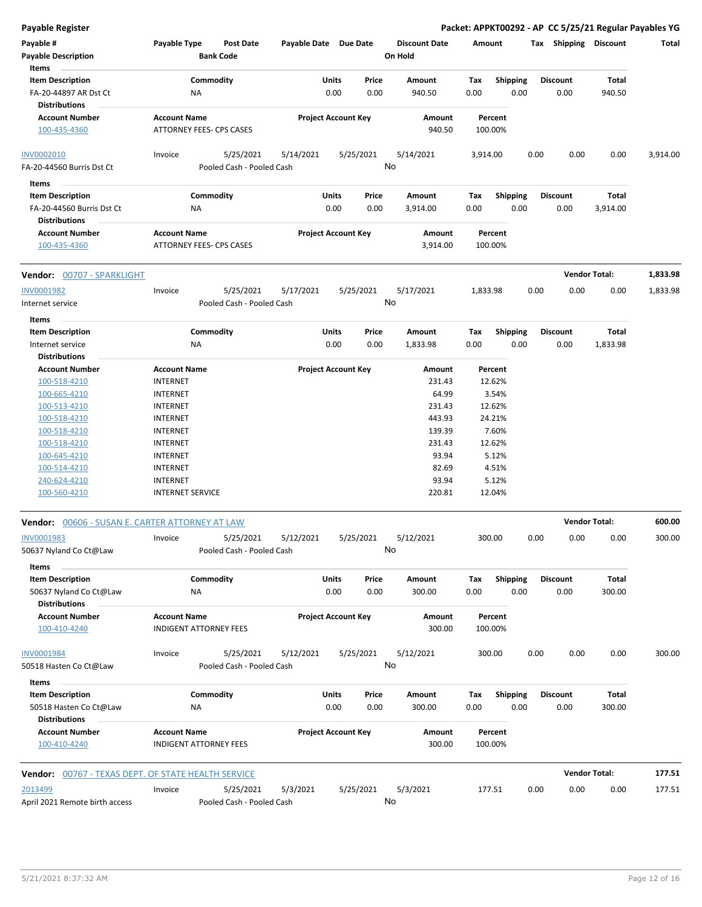**Payable Register** — **Packet: APPKT00292 - AP CC 5/25/21 Regular Payables YG**

| Payable # / Payable Description | Payable Type | Post Date / Bank Code | Payable Date | Due Date | Discount Date / On Hold | Amount | Tax | Shipping | Discount | Total |
|---|---|---|---|---|---|---|---|---|---|---|

**Items**

| Item Description | Commodity | Units | Price | Amount | Tax | Shipping | Discount | Total |
|---|---|---|---|---|---|---|---|---|
| FA-20-44897 AR Dst Ct | NA | 0.00 | 0.00 | 940.50 | 0.00 | 0.00 | 0.00 | 940.50 |

**Distributions**

| Account Number | Account Name | Project Account Key | Amount | Percent |
|---|---|---|---|---|
| 100-435-4360 | ATTORNEY FEES- CPS CASES | | 940.50 | 100.00% |

| Payable # | Payable Type | Post Date | Payable Date | Due Date | Discount Date | Amount | Tax | Shipping | Discount | Total |
|---|---|---|---|---|---|---|---|---|---|---|
| INV0002010 | Invoice | 5/25/2021 | 5/14/2021 | 5/25/2021 | 5/14/2021 | 3,914.00 | 0.00 | 0.00 | 0.00 | 3,914.00 |
| FA-20-44560 Burris Dst Ct | | Pooled Cash - Pooled Cash | | | No | | | | | |

**Items**

| Item Description | Commodity | Units | Price | Amount | Tax | Shipping | Discount | Total |
|---|---|---|---|---|---|---|---|---|
| FA-20-44560 Burris Dst Ct | NA | 0.00 | 0.00 | 3,914.00 | 0.00 | 0.00 | 0.00 | 3,914.00 |

**Distributions**

| Account Number | Account Name | Project Account Key | Amount | Percent |
|---|---|---|---|---|
| 100-435-4360 | ATTORNEY FEES- CPS CASES | | 3,914.00 | 100.00% |

**Vendor: 00707 - SPARKLIGHT** — **Vendor Total: 1,833.98**

| Payable # | Payable Type | Post Date | Payable Date | Due Date | Discount Date | Amount | Tax | Shipping | Discount | Total |
|---|---|---|---|---|---|---|---|---|---|---|
| INV0001982 | Invoice | 5/25/2021 | 5/17/2021 | 5/25/2021 | 5/17/2021 | 1,833.98 | 0.00 | 0.00 | 0.00 | 1,833.98 |
| Internet service | | Pooled Cash - Pooled Cash | | | No | | | | | |

**Items**

| Item Description | Commodity | Units | Price | Amount | Tax | Shipping | Discount | Total |
|---|---|---|---|---|---|---|---|---|
| Internet service | NA | 0.00 | 0.00 | 1,833.98 | 0.00 | 0.00 | 0.00 | 1,833.98 |

**Distributions**

| Account Number | Account Name | Project Account Key | Amount | Percent |
|---|---|---|---|---|
| 100-518-4210 | INTERNET | | 231.43 | 12.62% |
| 100-665-4210 | INTERNET | | 64.99 | 3.54% |
| 100-513-4210 | INTERNET | | 231.43 | 12.62% |
| 100-518-4210 | INTERNET | | 443.93 | 24.21% |
| 100-518-4210 | INTERNET | | 139.39 | 7.60% |
| 100-518-4210 | INTERNET | | 231.43 | 12.62% |
| 100-645-4210 | INTERNET | | 93.94 | 5.12% |
| 100-514-4210 | INTERNET | | 82.69 | 4.51% |
| 240-624-4210 | INTERNET | | 93.94 | 5.12% |
| 100-560-4210 | INTERNET SERVICE | | 220.81 | 12.04% |

**Vendor: 00606 - SUSAN E. CARTER ATTORNEY AT LAW** — **Vendor Total: 600.00**

| Payable # | Payable Type | Post Date | Payable Date | Due Date | Discount Date | Amount | Tax | Shipping | Discount | Total |
|---|---|---|---|---|---|---|---|---|---|---|
| INV0001983 | Invoice | 5/25/2021 | 5/12/2021 | 5/25/2021 | 5/12/2021 | 300.00 | 0.00 | 0.00 | 0.00 | 300.00 |
| 50637 Nyland Co Ct@Law | | Pooled Cash - Pooled Cash | | | No | | | | | |

**Items**

| Item Description | Commodity | Units | Price | Amount | Tax | Shipping | Discount | Total |
|---|---|---|---|---|---|---|---|---|
| 50637 Nyland Co Ct@Law | NA | 0.00 | 0.00 | 300.00 | 0.00 | 0.00 | 0.00 | 300.00 |

**Distributions**

| Account Number | Account Name | Project Account Key | Amount | Percent |
|---|---|---|---|---|
| 100-410-4240 | INDIGENT ATTORNEY FEES | | 300.00 | 100.00% |

| Payable # | Payable Type | Post Date | Payable Date | Due Date | Discount Date | Amount | Tax | Shipping | Discount | Total |
|---|---|---|---|---|---|---|---|---|---|---|
| INV0001984 | Invoice | 5/25/2021 | 5/12/2021 | 5/25/2021 | 5/12/2021 | 300.00 | 0.00 | 0.00 | 0.00 | 300.00 |
| 50518 Hasten Co Ct@Law | | Pooled Cash - Pooled Cash | | | No | | | | | |

**Items**

| Item Description | Commodity | Units | Price | Amount | Tax | Shipping | Discount | Total |
|---|---|---|---|---|---|---|---|---|
| 50518 Hasten Co Ct@Law | NA | 0.00 | 0.00 | 300.00 | 0.00 | 0.00 | 0.00 | 300.00 |

**Distributions**

| Account Number | Account Name | Project Account Key | Amount | Percent |
|---|---|---|---|---|
| 100-410-4240 | INDIGENT ATTORNEY FEES | | 300.00 | 100.00% |

**Vendor: 00767 - TEXAS DEPT. OF STATE HEALTH SERVICE** — **Vendor Total: 177.51**

| Payable # | Payable Type | Post Date | Payable Date | Due Date | Discount Date | Amount | Tax | Shipping | Discount | Total |
|---|---|---|---|---|---|---|---|---|---|---|
| 2013499 | Invoice | 5/25/2021 | 5/3/2021 | 5/25/2021 | 5/3/2021 | 177.51 | 0.00 | 0.00 | 0.00 | 177.51 |
| April 2021 Remote birth access | | Pooled Cash - Pooled Cash | | | No | | | | | |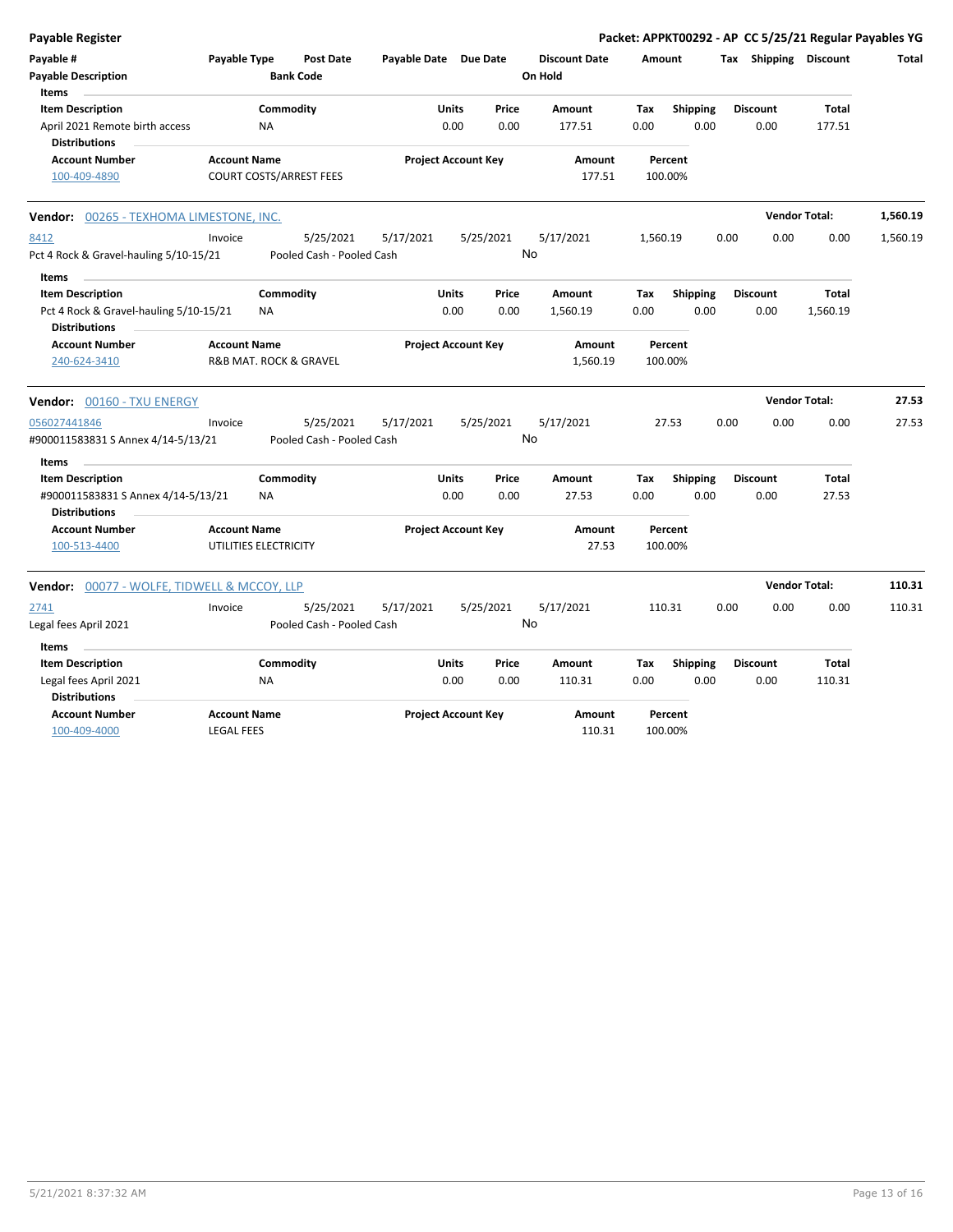**Payable Register** — Packet: APPKT00292 - AP CC 5/25/21 Regular Payables YG

| Payable # | Payable Type | Post Date | Payable Date | Due Date | Discount Date | Amount | Tax | Shipping | Discount | Total |
|---|---|---|---|---|---|---|---|---|---|---|
| Payable Description | | Bank Code | | | On Hold | | | | | |

**Items**

| Item Description | Commodity | Units | Price | Amount | Tax | Shipping | Discount | Total |
|---|---|---|---|---|---|---|---|---|
| April 2021 Remote birth access | NA | 0.00 | 0.00 | 177.51 | 0.00 | 0.00 | 0.00 | 177.51 |

**Distributions**

| Account Number | Account Name | Project Account Key | Amount | Percent |
|---|---|---|---|---|
| 100-409-4890 | COURT COSTS/ARREST FEES | | 177.51 | 100.00% |

---

**Vendor:** 00265 - TEXHOMA LIMESTONE, INC. — **Vendor Total:** 1,560.19

| Payable # | Payable Type | Post Date | Payable Date | Due Date | Discount Date | Amount | Tax | Shipping | Discount | Total |
|---|---|---|---|---|---|---|---|---|---|---|
| 8412 | Invoice | 5/25/2021 | 5/17/2021 | 5/25/2021 | 5/17/2021 | 1,560.19 | 0.00 | 0.00 | 0.00 | 1,560.19 |
| Pct 4 Rock & Gravel-hauling 5/10-15/21 | | Pooled Cash - Pooled Cash | | | No | | | | | |

**Items**

| Item Description | Commodity | Units | Price | Amount | Tax | Shipping | Discount | Total |
|---|---|---|---|---|---|---|---|---|
| Pct 4 Rock & Gravel-hauling 5/10-15/21 | NA | 0.00 | 0.00 | 1,560.19 | 0.00 | 0.00 | 0.00 | 1,560.19 |

**Distributions**

| Account Number | Account Name | Project Account Key | Amount | Percent |
|---|---|---|---|---|
| 240-624-3410 | R&B MAT. ROCK & GRAVEL | | 1,560.19 | 100.00% |

---

**Vendor:** 00160 - TXU ENERGY — **Vendor Total:** 27.53

| Payable # | Payable Type | Post Date | Payable Date | Due Date | Discount Date | Amount | Tax | Shipping | Discount | Total |
|---|---|---|---|---|---|---|---|---|---|---|
| 056027441846 | Invoice | 5/25/2021 | 5/17/2021 | 5/25/2021 | 5/17/2021 | 27.53 | 0.00 | 0.00 | 0.00 | 27.53 |
| #900011583831 S Annex 4/14-5/13/21 | | Pooled Cash - Pooled Cash | | | No | | | | | |

**Items**

| Item Description | Commodity | Units | Price | Amount | Tax | Shipping | Discount | Total |
|---|---|---|---|---|---|---|---|---|
| #900011583831 S Annex 4/14-5/13/21 | NA | 0.00 | 0.00 | 27.53 | 0.00 | 0.00 | 0.00 | 27.53 |

**Distributions**

| Account Number | Account Name | Project Account Key | Amount | Percent |
|---|---|---|---|---|
| 100-513-4400 | UTILITIES ELECTRICITY | | 27.53 | 100.00% |

---

**Vendor:** 00077 - WOLFE, TIDWELL & MCCOY, LLP — **Vendor Total:** 110.31

| Payable # | Payable Type | Post Date | Payable Date | Due Date | Discount Date | Amount | Tax | Shipping | Discount | Total |
|---|---|---|---|---|---|---|---|---|---|---|
| 2741 | Invoice | 5/25/2021 | 5/17/2021 | 5/25/2021 | 5/17/2021 | 110.31 | 0.00 | 0.00 | 0.00 | 110.31 |
| Legal fees April 2021 | | Pooled Cash - Pooled Cash | | | No | | | | | |

**Items**

| Item Description | Commodity | Units | Price | Amount | Tax | Shipping | Discount | Total |
|---|---|---|---|---|---|---|---|---|
| Legal fees April 2021 | NA | 0.00 | 0.00 | 110.31 | 0.00 | 0.00 | 0.00 | 110.31 |

**Distributions**

| Account Number | Account Name | Project Account Key | Amount | Percent |
|---|---|---|---|---|
| 100-409-4000 | LEGAL FEES | | 110.31 | 100.00% |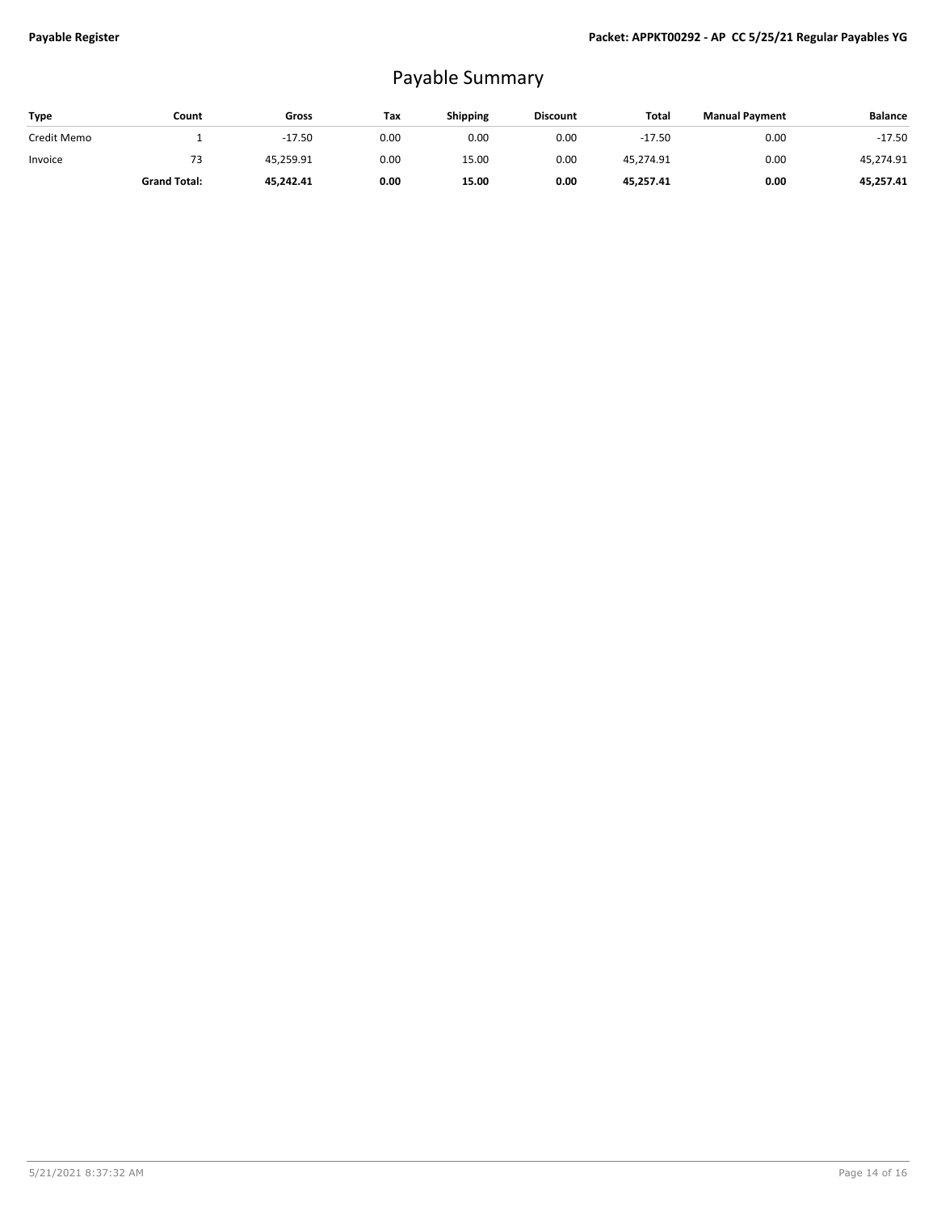# Payable Summary

| Type | Count | Gross | Tax | Shipping | Discount | Total | Manual Payment | Balance |
|---|---|---|---|---|---|---|---|---|
| Credit Memo | 1 | -17.50 | 0.00 | 0.00 | 0.00 | -17.50 | 0.00 | -17.50 |
| Invoice | 73 | 45,259.91 | 0.00 | 15.00 | 0.00 | 45,274.91 | 0.00 | 45,274.91 |
| | **Grand Total:** | **45,242.41** | **0.00** | **15.00** | **0.00** | **45,257.41** | **0.00** | **45,257.41** |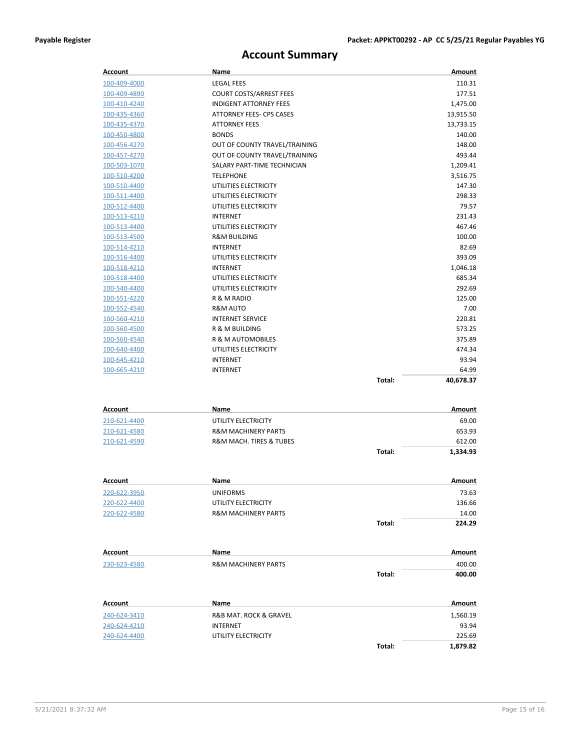# Account Summary

| Account | Name | | Amount |
|---|---|---|---|
| 100-409-4000 | LEGAL FEES | | 110.31 |
| 100-409-4890 | COURT COSTS/ARREST FEES | | 177.51 |
| 100-410-4240 | INDIGENT ATTORNEY FEES | | 1,475.00 |
| 100-435-4360 | ATTORNEY FEES- CPS CASES | | 13,915.50 |
| 100-435-4370 | ATTORNEY FEES | | 13,733.15 |
| 100-450-4800 | BONDS | | 140.00 |
| 100-456-4270 | OUT OF COUNTY TRAVEL/TRAINING | | 148.00 |
| 100-457-4270 | OUT OF COUNTY TRAVEL/TRAINING | | 493.44 |
| 100-503-1070 | SALARY PART-TIME TECHNICIAN | | 1,209.41 |
| 100-510-4200 | TELEPHONE | | 3,516.75 |
| 100-510-4400 | UTILITIES ELECTRICITY | | 147.30 |
| 100-511-4400 | UTILITIES ELECTRICITY | | 298.33 |
| 100-512-4400 | UTILITIES ELECTRICITY | | 79.57 |
| 100-513-4210 | INTERNET | | 231.43 |
| 100-513-4400 | UTILITIES ELECTRICITY | | 467.46 |
| 100-513-4500 | R&M BUILDING | | 100.00 |
| 100-514-4210 | INTERNET | | 82.69 |
| 100-516-4400 | UTILITIES ELECTRICITY | | 393.09 |
| 100-518-4210 | INTERNET | | 1,046.18 |
| 100-518-4400 | UTILITIES ELECTRICITY | | 685.34 |
| 100-540-4400 | UTILITIES ELECTRICITY | | 292.69 |
| 100-551-4220 | R & M RADIO | | 125.00 |
| 100-552-4540 | R&M AUTO | | 7.00 |
| 100-560-4210 | INTERNET SERVICE | | 220.81 |
| 100-560-4500 | R & M BUILDING | | 573.25 |
| 100-560-4540 | R & M AUTOMOBILES | | 375.89 |
| 100-640-4400 | UTILITIES ELECTRICITY | | 474.34 |
| 100-645-4210 | INTERNET | | 93.94 |
| 100-665-4210 | INTERNET | | 64.99 |
| | | **Total:** | **40,678.37** |

| Account | Name | | Amount |
|---|---|---|---|
| 210-621-4400 | UTILITY ELECTRICITY | | 69.00 |
| 210-621-4580 | R&M MACHINERY PARTS | | 653.93 |
| 210-621-4590 | R&M MACH. TIRES & TUBES | | 612.00 |
| | | **Total:** | **1,334.93** |

| Account | Name | | Amount |
|---|---|---|---|
| 220-622-3950 | UNIFORMS | | 73.63 |
| 220-622-4400 | UTILITY ELECTRICITY | | 136.66 |
| 220-622-4580 | R&M MACHINERY PARTS | | 14.00 |
| | | **Total:** | **224.29** |

| Account | Name | | Amount |
|---|---|---|---|
| 230-623-4580 | R&M MACHINERY PARTS | | 400.00 |
| | | **Total:** | **400.00** |

| Account | Name | | Amount |
|---|---|---|---|
| 240-624-3410 | R&B MAT. ROCK & GRAVEL | | 1,560.19 |
| 240-624-4210 | INTERNET | | 93.94 |
| 240-624-4400 | UTILITY ELECTRICITY | | 225.69 |
| | | **Total:** | **1,879.82** |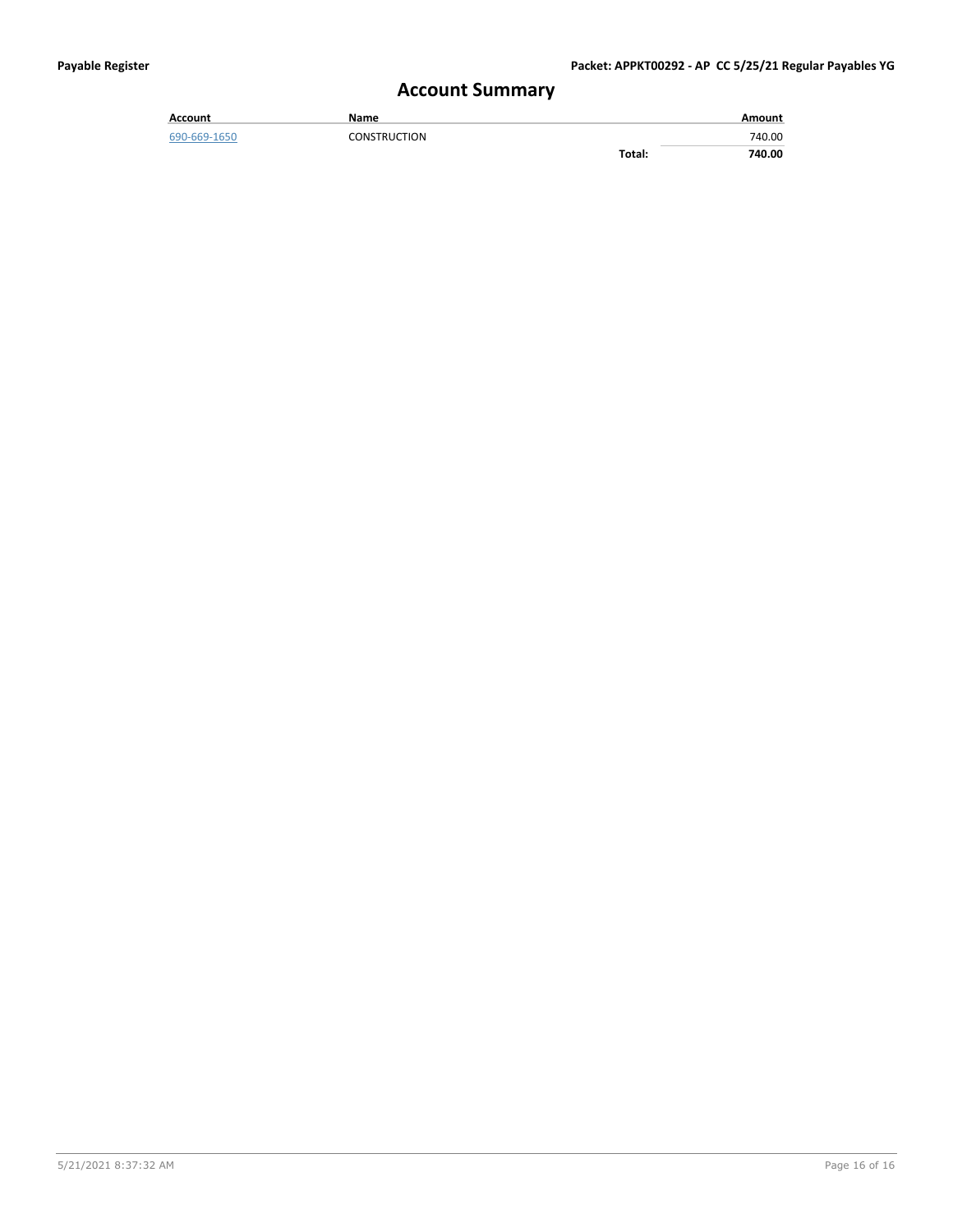# Account Summary

| Account | Name | | Amount |
|---|---|---|---|
| 690-669-1650 | CONSTRUCTION | | 740.00 |
| | | **Total:** | **740.00** |